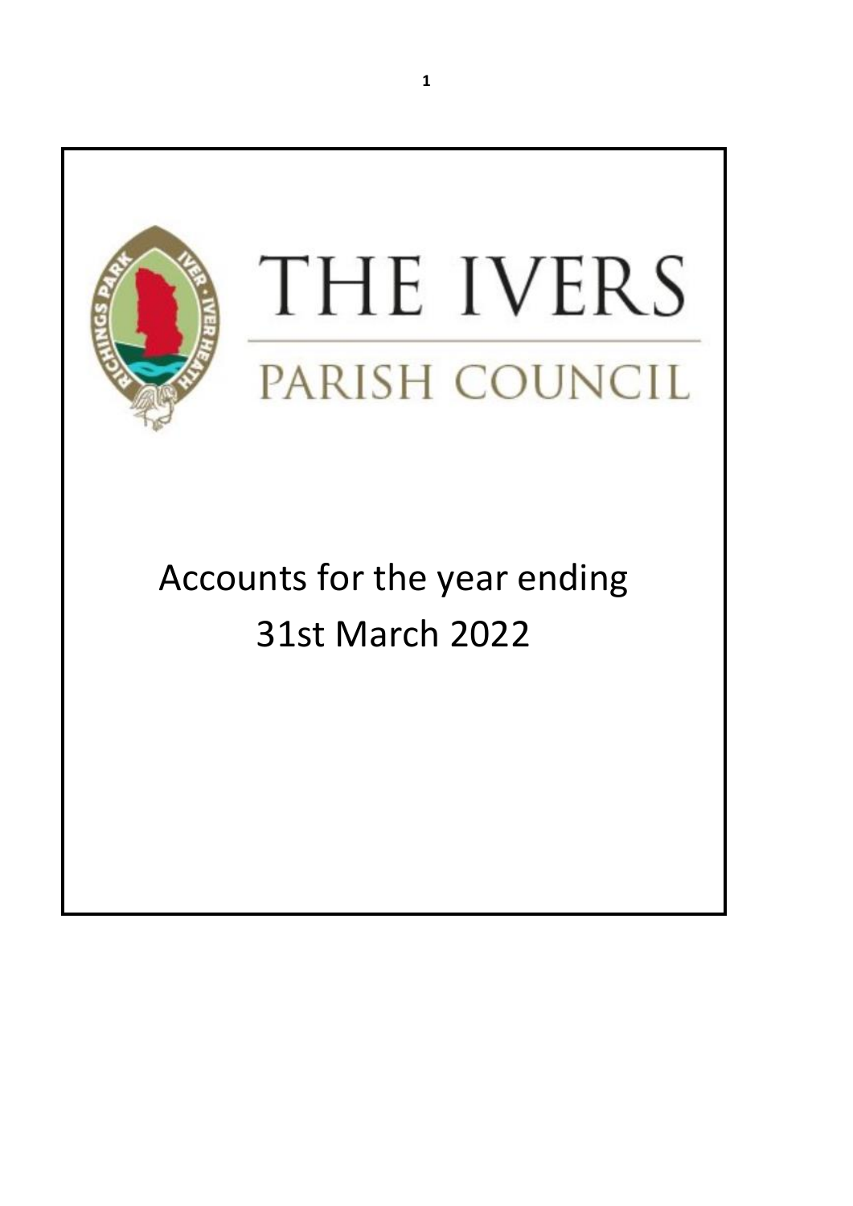# THE IVERS

## PARISH COUNCIL

Accounts for the year ending
31st March 2022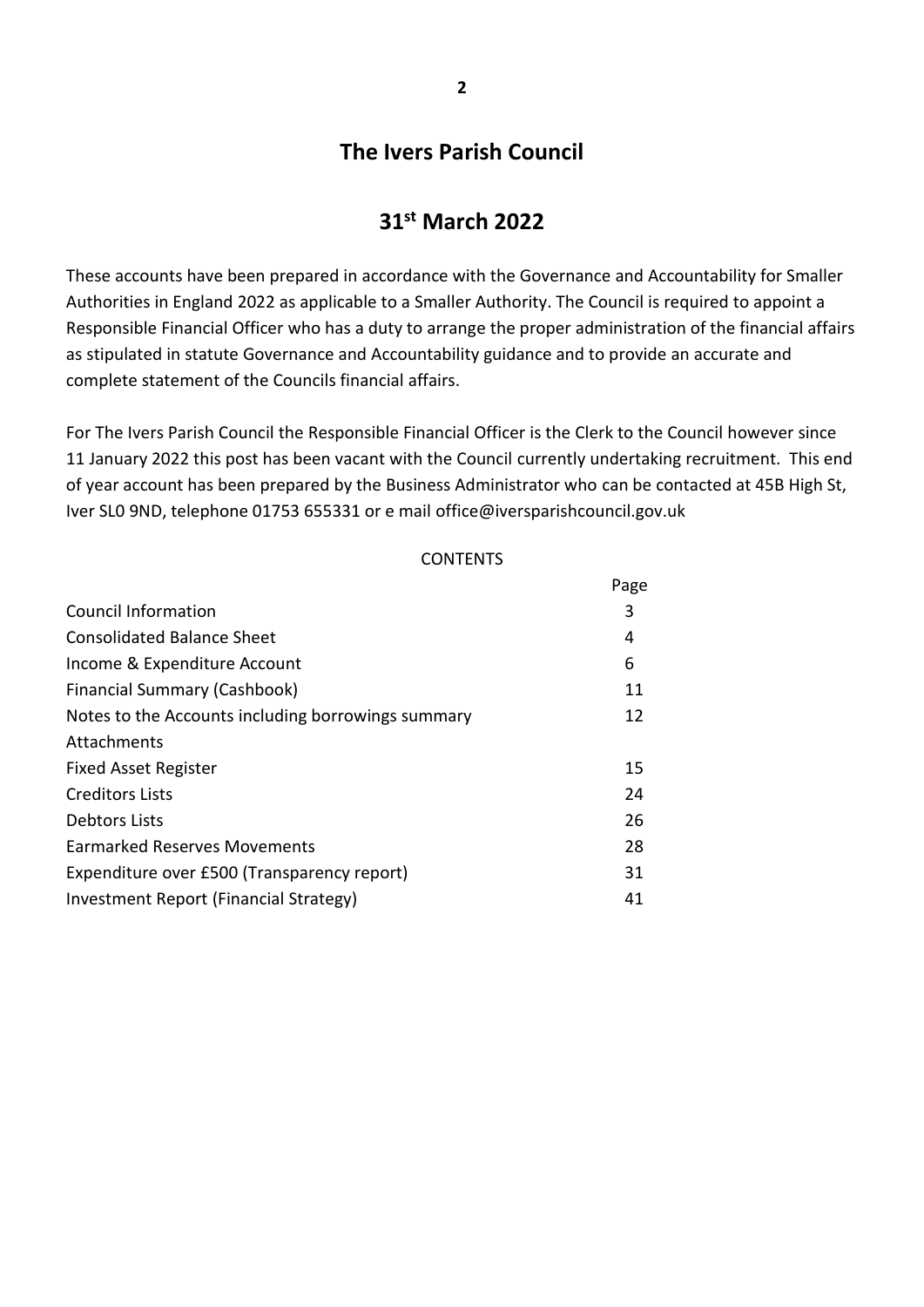# The Ivers Parish Council

## 31st March 2022

These accounts have been prepared in accordance with the Governance and Accountability for Smaller Authorities in England 2022 as applicable to a Smaller Authority. The Council is required to appoint a Responsible Financial Officer who has a duty to arrange the proper administration of the financial affairs as stipulated in statute Governance and Accountability guidance and to provide an accurate and complete statement of the Councils financial affairs.

For The Ivers Parish Council the Responsible Financial Officer is the Clerk to the Council however since 11 January 2022 this post has been vacant with the Council currently undertaking recruitment. This end of year account has been prepared by the Business Administrator who can be contacted at 45B High St, Iver SL0 9ND, telephone 01753 655331 or e mail office@iversparishcouncil.gov.uk

CONTENTS

| | Page |
|---|---|
| Council Information | 3 |
| Consolidated Balance Sheet | 4 |
| Income & Expenditure Account | 6 |
| Financial Summary (Cashbook) | 11 |
| Notes to the Accounts including borrowings summary | 12 |
| Attachments | |
| Fixed Asset Register | 15 |
| Creditors Lists | 24 |
| Debtors Lists | 26 |
| Earmarked Reserves Movements | 28 |
| Expenditure over £500 (Transparency report) | 31 |
| Investment Report (Financial Strategy) | 41 |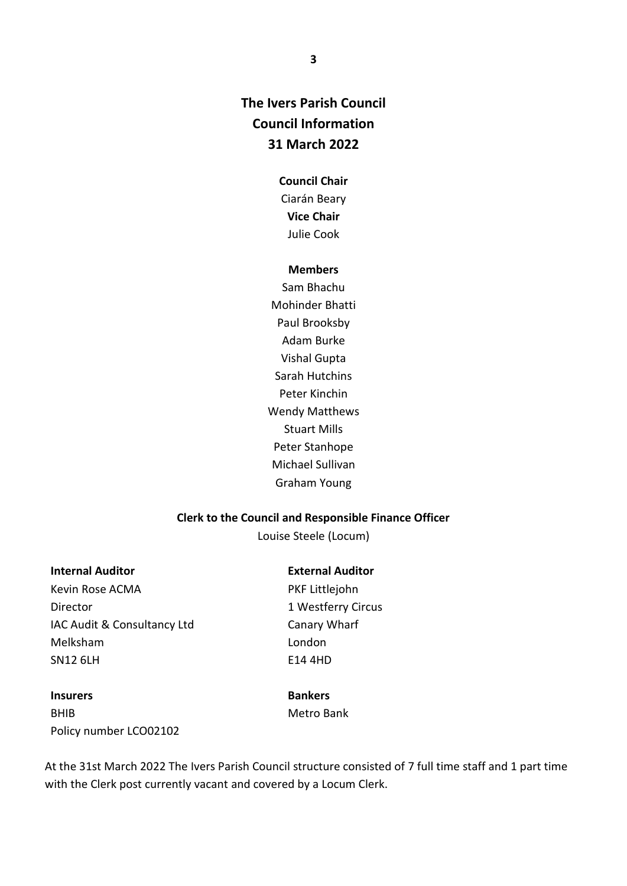# The Ivers Parish Council
## Council Information
## 31 March 2022

**Council Chair**
Ciarán Beary
**Vice Chair**
Julie Cook

**Members**
Sam Bhachu
Mohinder Bhatti
Paul Brooksby
Adam Burke
Vishal Gupta
Sarah Hutchins
Peter Kinchin
Wendy Matthews
Stuart Mills
Peter Stanhope
Michael Sullivan
Graham Young

**Clerk to the Council and Responsible Finance Officer**
Louise Steele (Locum)

**Internal Auditor**
Kevin Rose ACMA
Director
IAC Audit & Consultancy Ltd
Melksham
SN12 6LH

**External Auditor**
PKF Littlejohn
1 Westferry Circus
Canary Wharf
London
E14 4HD

**Insurers**
BHIB
Policy number LCO02102

**Bankers**
Metro Bank

At the 31st March 2022 The Ivers Parish Council structure consisted of 7 full time staff and 1 part time with the Clerk post currently vacant and covered by a Locum Clerk.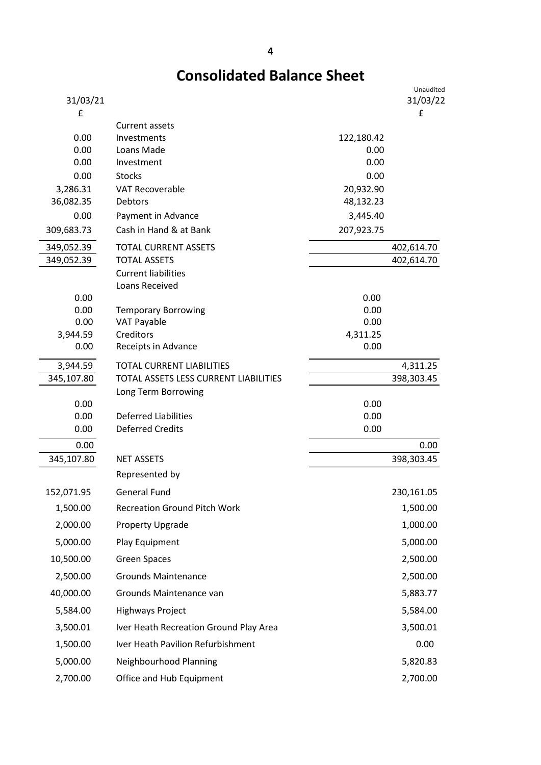# Consolidated Balance Sheet

| 31/03/21 £ | | | Unaudited 31/03/22 £ |
|---|---|---|---|
| | Current assets | | |
| 0.00 | Investments | 122,180.42 | |
| 0.00 | Loans Made | 0.00 | |
| 0.00 | Investment | 0.00 | |
| 0.00 | Stocks | 0.00 | |
| 3,286.31 | VAT Recoverable | 20,932.90 | |
| 36,082.35 | Debtors | 48,132.23 | |
| 0.00 | Payment in Advance | 3,445.40 | |
| 309,683.73 | Cash in Hand & at Bank | 207,923.75 | |
| 349,052.39 | TOTAL CURRENT ASSETS | | 402,614.70 |
| 349,052.39 | TOTAL ASSETS | | 402,614.70 |
| | Current liabilities | | |
| | Loans Received | | |
| 0.00 | | 0.00 | |
| 0.00 | Temporary Borrowing | 0.00 | |
| 0.00 | VAT Payable | 0.00 | |
| 3,944.59 | Creditors | 4,311.25 | |
| 0.00 | Receipts in Advance | 0.00 | |
| 3,944.59 | TOTAL CURRENT LIABILITIES | | 4,311.25 |
| 345,107.80 | TOTAL ASSETS LESS CURRENT LIABILITIES | | 398,303.45 |
| | Long Term Borrowing | | |
| 0.00 | | 0.00 | |
| 0.00 | Deferred Liabilities | 0.00 | |
| 0.00 | Deferred Credits | 0.00 | |
| 0.00 | | | 0.00 |
| 345,107.80 | NET ASSETS | | 398,303.45 |
| | Represented by | | |
| 152,071.95 | General Fund | | 230,161.05 |
| 1,500.00 | Recreation Ground Pitch Work | | 1,500.00 |
| 2,000.00 | Property Upgrade | | 1,000.00 |
| 5,000.00 | Play Equipment | | 5,000.00 |
| 10,500.00 | Green Spaces | | 2,500.00 |
| 2,500.00 | Grounds Maintenance | | 2,500.00 |
| 40,000.00 | Grounds Maintenance van | | 5,883.77 |
| 5,584.00 | Highways Project | | 5,584.00 |
| 3,500.01 | Iver Heath Recreation Ground Play Area | | 3,500.01 |
| 1,500.00 | Iver Heath Pavilion Refurbishment | | 0.00 |
| 5,000.00 | Neighbourhood Planning | | 5,820.83 |
| 2,700.00 | Office and Hub Equipment | | 2,700.00 |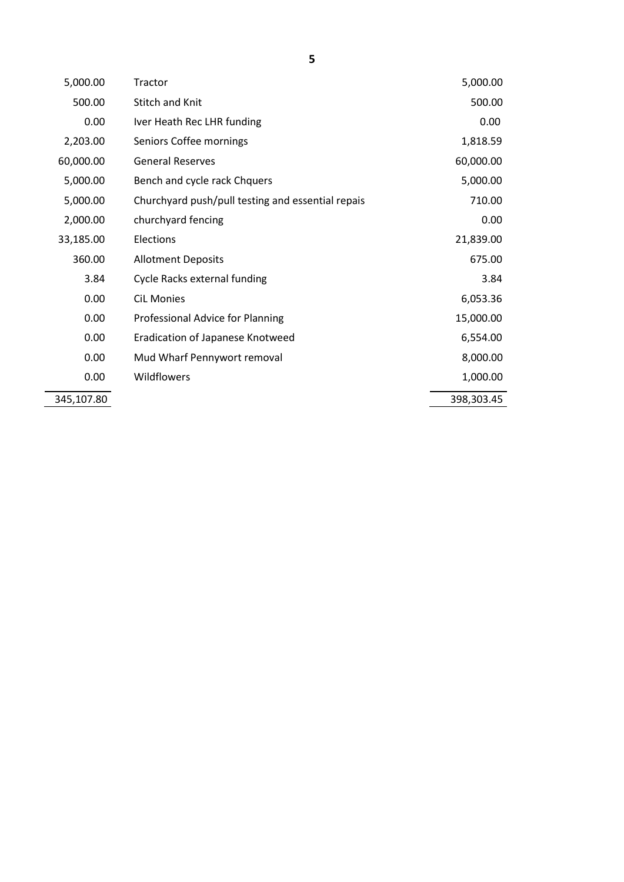| | | |
|---|---|---|
| 5,000.00 | Tractor | 5,000.00 |
| 500.00 | Stitch and Knit | 500.00 |
| 0.00 | Iver Heath Rec LHR funding | 0.00 |
| 2,203.00 | Seniors Coffee mornings | 1,818.59 |
| 60,000.00 | General Reserves | 60,000.00 |
| 5,000.00 | Bench and cycle rack Chquers | 5,000.00 |
| 5,000.00 | Churchyard push/pull testing and essential repais | 710.00 |
| 2,000.00 | churchyard fencing | 0.00 |
| 33,185.00 | Elections | 21,839.00 |
| 360.00 | Allotment Deposits | 675.00 |
| 3.84 | Cycle Racks external funding | 3.84 |
| 0.00 | CiL Monies | 6,053.36 |
| 0.00 | Professional Advice for Planning | 15,000.00 |
| 0.00 | Eradication of Japanese Knotweed | 6,554.00 |
| 0.00 | Mud Wharf Pennywort removal | 8,000.00 |
| 0.00 | Wildflowers | 1,000.00 |
| 345,107.80 | | 398,303.45 |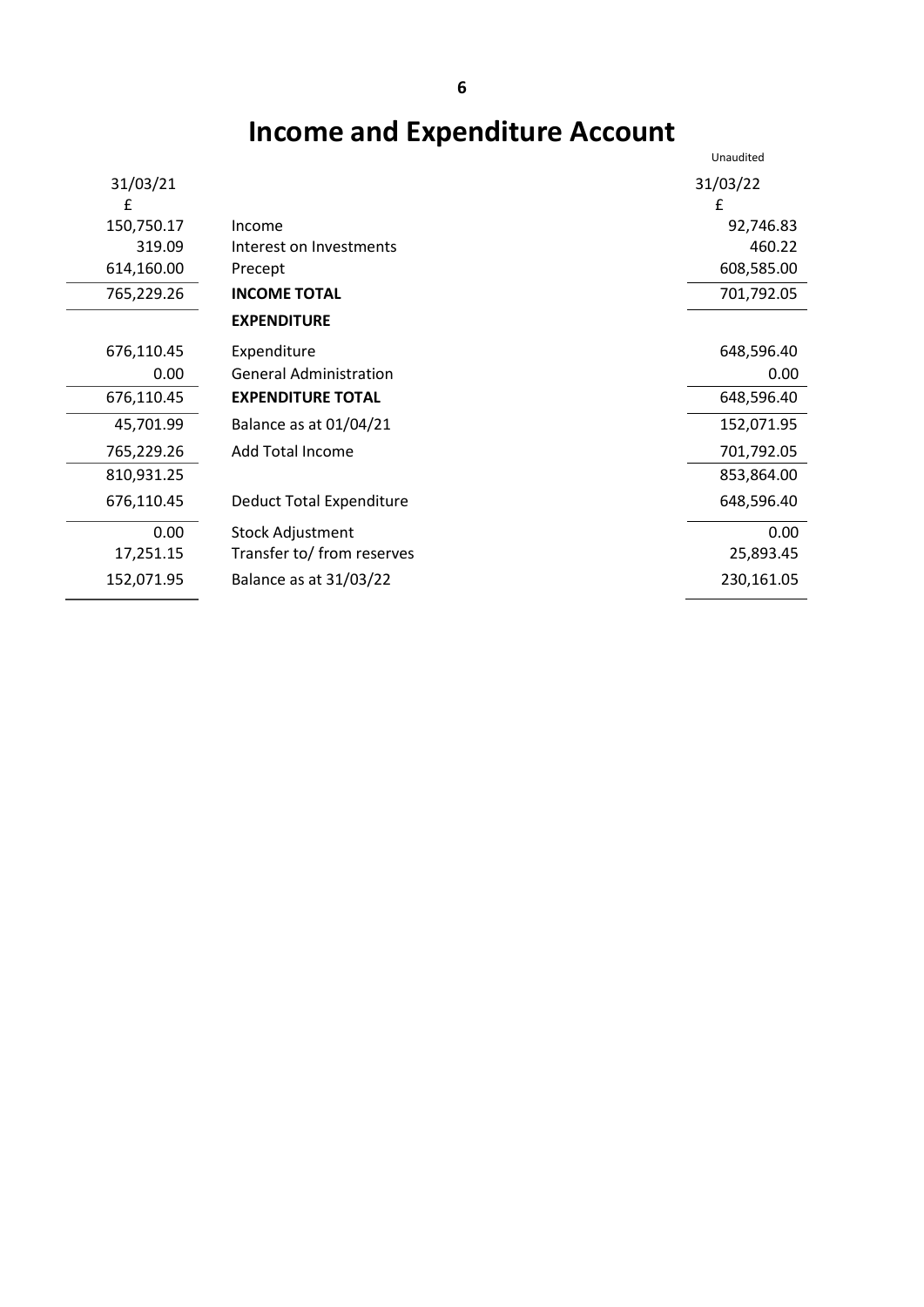# Income and Expenditure Account

| 31/03/21 £ | | Unaudited 31/03/22 £ |
|---:|---|---:|
| 150,750.17 | Income | 92,746.83 |
| 319.09 | Interest on Investments | 460.22 |
| 614,160.00 | Precept | 608,585.00 |
| 765,229.26 | **INCOME TOTAL** | 701,792.05 |
| | **EXPENDITURE** | |
| 676,110.45 | Expenditure | 648,596.40 |
| 0.00 | General Administration | 0.00 |
| 676,110.45 | **EXPENDITURE TOTAL** | 648,596.40 |
| 45,701.99 | Balance as at 01/04/21 | 152,071.95 |
| 765,229.26 | Add Total Income | 701,792.05 |
| 810,931.25 | | 853,864.00 |
| 676,110.45 | Deduct Total Expenditure | 648,596.40 |
| 0.00 | Stock Adjustment | 0.00 |
| 17,251.15 | Transfer to/ from reserves | 25,893.45 |
| 152,071.95 | Balance as at 31/03/22 | 230,161.05 |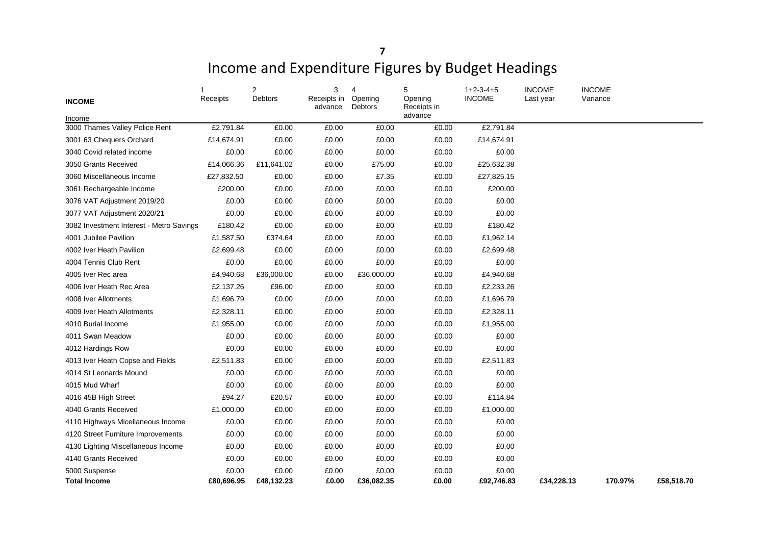# Income and Expenditure Figures by Budget Headings

| INCOME | 1<br>Receipts | 2<br>Debtors | 3<br>Receipts in advance | 4<br>Opening Debtors | 5<br>Opening Receipts in advance | 1+2-3-4+5<br>INCOME | INCOME<br>Last year | INCOME<br>Variance | |
|---|---|---|---|---|---|---|---|---|---|
| Income | | | | | | | | | |
| 3000 Thames Valley Police Rent | £2,791.84 | £0.00 | £0.00 | £0.00 | £0.00 | £2,791.84 | | | |
| 3001 63 Chequers Orchard | £14,674.91 | £0.00 | £0.00 | £0.00 | £0.00 | £14,674.91 | | | |
| 3040 Covid related income | £0.00 | £0.00 | £0.00 | £0.00 | £0.00 | £0.00 | | | |
| 3050 Grants Received | £14,066.36 | £11,641.02 | £0.00 | £75.00 | £0.00 | £25,632.38 | | | |
| 3060 Miscellaneous Income | £27,832.50 | £0.00 | £0.00 | £7.35 | £0.00 | £27,825.15 | | | |
| 3061 Rechargeable Income | £200.00 | £0.00 | £0.00 | £0.00 | £0.00 | £200.00 | | | |
| 3076 VAT Adjustment 2019/20 | £0.00 | £0.00 | £0.00 | £0.00 | £0.00 | £0.00 | | | |
| 3077 VAT Adjustment 2020/21 | £0.00 | £0.00 | £0.00 | £0.00 | £0.00 | £0.00 | | | |
| 3082 Investment Interest - Metro Savings | £180.42 | £0.00 | £0.00 | £0.00 | £0.00 | £180.42 | | | |
| 4001 Jubilee Pavilion | £1,587.50 | £374.64 | £0.00 | £0.00 | £0.00 | £1,962.14 | | | |
| 4002 Iver Heath Pavilion | £2,699.48 | £0.00 | £0.00 | £0.00 | £0.00 | £2,699.48 | | | |
| 4004 Tennis Club Rent | £0.00 | £0.00 | £0.00 | £0.00 | £0.00 | £0.00 | | | |
| 4005 Iver Rec area | £4,940.68 | £36,000.00 | £0.00 | £36,000.00 | £0.00 | £4,940.68 | | | |
| 4006 Iver Heath Rec Area | £2,137.26 | £96.00 | £0.00 | £0.00 | £0.00 | £2,233.26 | | | |
| 4008 Iver Allotments | £1,696.79 | £0.00 | £0.00 | £0.00 | £0.00 | £1,696.79 | | | |
| 4009 Iver Heath Allotments | £2,328.11 | £0.00 | £0.00 | £0.00 | £0.00 | £2,328.11 | | | |
| 4010 Burial Income | £1,955.00 | £0.00 | £0.00 | £0.00 | £0.00 | £1,955.00 | | | |
| 4011 Swan Meadow | £0.00 | £0.00 | £0.00 | £0.00 | £0.00 | £0.00 | | | |
| 4012 Hardings Row | £0.00 | £0.00 | £0.00 | £0.00 | £0.00 | £0.00 | | | |
| 4013 Iver Heath Copse and Fields | £2,511.83 | £0.00 | £0.00 | £0.00 | £0.00 | £2,511.83 | | | |
| 4014 St Leonards Mound | £0.00 | £0.00 | £0.00 | £0.00 | £0.00 | £0.00 | | | |
| 4015 Mud Wharf | £0.00 | £0.00 | £0.00 | £0.00 | £0.00 | £0.00 | | | |
| 4016 45B High Street | £94.27 | £20.57 | £0.00 | £0.00 | £0.00 | £114.84 | | | |
| 4040 Grants Received | £1,000.00 | £0.00 | £0.00 | £0.00 | £0.00 | £1,000.00 | | | |
| 4110 Highways Miscellaneous Income | £0.00 | £0.00 | £0.00 | £0.00 | £0.00 | £0.00 | | | |
| 4120 Street Furniture Improvements | £0.00 | £0.00 | £0.00 | £0.00 | £0.00 | £0.00 | | | |
| 4130 Lighting Miscellaneous Income | £0.00 | £0.00 | £0.00 | £0.00 | £0.00 | £0.00 | | | |
| 4140 Grants Received | £0.00 | £0.00 | £0.00 | £0.00 | £0.00 | £0.00 | | | |
| 5000 Suspense | £0.00 | £0.00 | £0.00 | £0.00 | £0.00 | £0.00 | | | |
| **Total Income** | **£80,696.95** | **£48,132.23** | **£0.00** | **£36,082.35** | **£0.00** | **£92,746.83** | **£34,228.13** | **170.97%** | **£58,518.70** |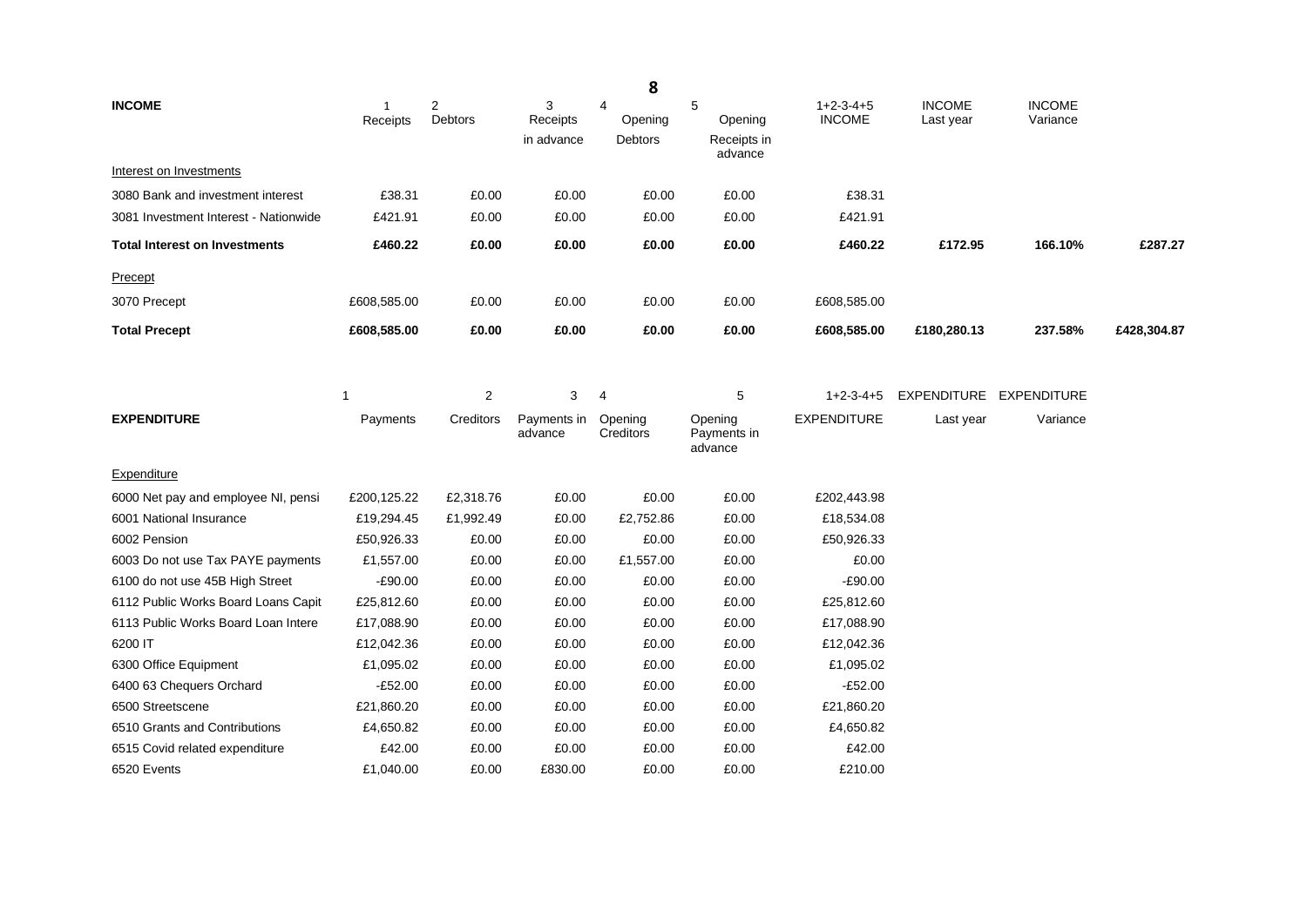| INCOME | 1<br>Receipts | 2<br>Debtors | 3<br>Receipts<br>in advance | 4<br>Opening<br>Debtors | 5<br>Opening<br>Receipts in advance | 1+2-3-4+5<br>INCOME | INCOME<br>Last year | INCOME<br>Variance | |
|---|---|---|---|---|---|---|---|---|---|
| Interest on Investments | | | | | | | | | |
| 3080 Bank and investment interest | £38.31 | £0.00 | £0.00 | £0.00 | £0.00 | £38.31 | | | |
| 3081 Investment Interest - Nationwide | £421.91 | £0.00 | £0.00 | £0.00 | £0.00 | £421.91 | | | |
| **Total Interest on Investments** | **£460.22** | **£0.00** | **£0.00** | **£0.00** | **£0.00** | **£460.22** | **£172.95** | **166.10%** | **£287.27** |
| Precept | | | | | | | | | |
| 3070 Precept | £608,585.00 | £0.00 | £0.00 | £0.00 | £0.00 | £608,585.00 | | | |
| **Total Precept** | **£608,585.00** | **£0.00** | **£0.00** | **£0.00** | **£0.00** | **£608,585.00** | **£180,280.13** | **237.58%** | **£428,304.87** |

| EXPENDITURE | 1<br>Payments | 2<br>Creditors | 3<br>Payments in advance | 4<br>Opening Creditors | 5<br>Opening Payments in advance | 1+2-3-4+5<br>EXPENDITURE | EXPENDITURE<br>Last year | EXPENDITURE<br>Variance |
|---|---|---|---|---|---|---|---|---|
| Expenditure | | | | | | | | |
| 6000 Net pay and employee NI, pensi | £200,125.22 | £2,318.76 | £0.00 | £0.00 | £0.00 | £202,443.98 | | |
| 6001 National Insurance | £19,294.45 | £1,992.49 | £0.00 | £2,752.86 | £0.00 | £18,534.08 | | |
| 6002 Pension | £50,926.33 | £0.00 | £0.00 | £0.00 | £0.00 | £50,926.33 | | |
| 6003 Do not use Tax PAYE payments | £1,557.00 | £0.00 | £0.00 | £1,557.00 | £0.00 | £0.00 | | |
| 6100 do not use 45B High Street | -£90.00 | £0.00 | £0.00 | £0.00 | £0.00 | -£90.00 | | |
| 6112 Public Works Board Loans Capit | £25,812.60 | £0.00 | £0.00 | £0.00 | £0.00 | £25,812.60 | | |
| 6113 Public Works Board Loan Intere | £17,088.90 | £0.00 | £0.00 | £0.00 | £0.00 | £17,088.90 | | |
| 6200 IT | £12,042.36 | £0.00 | £0.00 | £0.00 | £0.00 | £12,042.36 | | |
| 6300 Office Equipment | £1,095.02 | £0.00 | £0.00 | £0.00 | £0.00 | £1,095.02 | | |
| 6400 63 Chequers Orchard | -£52.00 | £0.00 | £0.00 | £0.00 | £0.00 | -£52.00 | | |
| 6500 Streetscene | £21,860.20 | £0.00 | £0.00 | £0.00 | £0.00 | £21,860.20 | | |
| 6510 Grants and Contributions | £4,650.82 | £0.00 | £0.00 | £0.00 | £0.00 | £4,650.82 | | |
| 6515 Covid related expenditure | £42.00 | £0.00 | £0.00 | £0.00 | £0.00 | £42.00 | | |
| 6520 Events | £1,040.00 | £0.00 | £830.00 | £0.00 | £0.00 | £210.00 | | |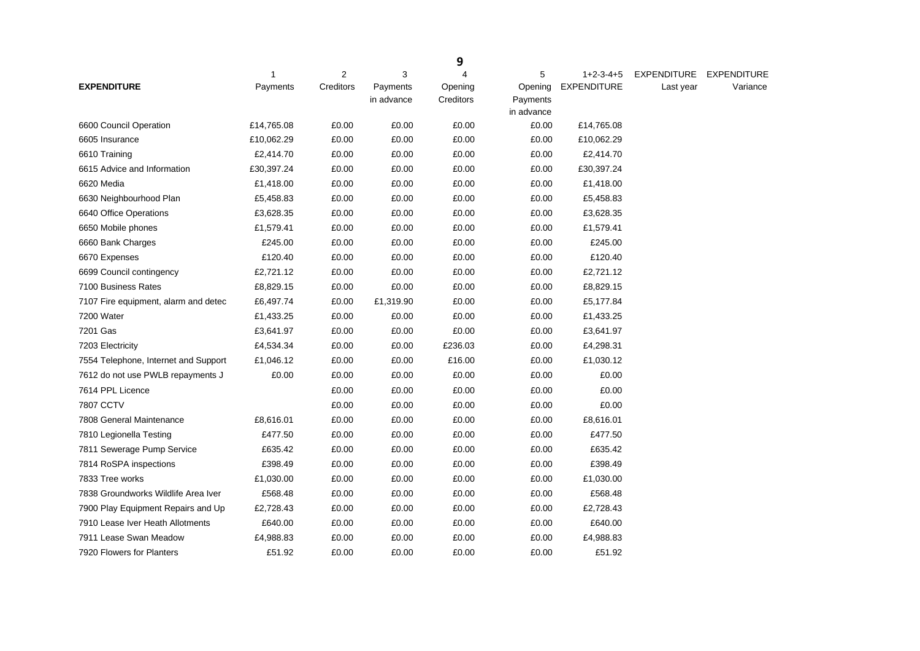| EXPENDITURE | 1<br>Payments | 2<br>Creditors | 3<br>Payments in advance | 4<br>Opening Creditors | 5<br>Opening Payments in advance | 1+2-3-4+5<br>EXPENDITURE | EXPENDITURE<br>Last year | EXPENDITURE<br>Variance |
|---|---|---|---|---|---|---|---|---|
| 6600 Council Operation | £14,765.08 | £0.00 | £0.00 | £0.00 | £0.00 | £14,765.08 | | |
| 6605 Insurance | £10,062.29 | £0.00 | £0.00 | £0.00 | £0.00 | £10,062.29 | | |
| 6610 Training | £2,414.70 | £0.00 | £0.00 | £0.00 | £0.00 | £2,414.70 | | |
| 6615 Advice and Information | £30,397.24 | £0.00 | £0.00 | £0.00 | £0.00 | £30,397.24 | | |
| 6620 Media | £1,418.00 | £0.00 | £0.00 | £0.00 | £0.00 | £1,418.00 | | |
| 6630 Neighbourhood Plan | £5,458.83 | £0.00 | £0.00 | £0.00 | £0.00 | £5,458.83 | | |
| 6640 Office Operations | £3,628.35 | £0.00 | £0.00 | £0.00 | £0.00 | £3,628.35 | | |
| 6650 Mobile phones | £1,579.41 | £0.00 | £0.00 | £0.00 | £0.00 | £1,579.41 | | |
| 6660 Bank Charges | £245.00 | £0.00 | £0.00 | £0.00 | £0.00 | £245.00 | | |
| 6670 Expenses | £120.40 | £0.00 | £0.00 | £0.00 | £0.00 | £120.40 | | |
| 6699 Council contingency | £2,721.12 | £0.00 | £0.00 | £0.00 | £0.00 | £2,721.12 | | |
| 7100 Business Rates | £8,829.15 | £0.00 | £0.00 | £0.00 | £0.00 | £8,829.15 | | |
| 7107 Fire equipment, alarm and detec | £6,497.74 | £0.00 | £1,319.90 | £0.00 | £0.00 | £5,177.84 | | |
| 7200 Water | £1,433.25 | £0.00 | £0.00 | £0.00 | £0.00 | £1,433.25 | | |
| 7201 Gas | £3,641.97 | £0.00 | £0.00 | £0.00 | £0.00 | £3,641.97 | | |
| 7203 Electricity | £4,534.34 | £0.00 | £0.00 | £236.03 | £0.00 | £4,298.31 | | |
| 7554 Telephone, Internet and Support | £1,046.12 | £0.00 | £0.00 | £16.00 | £0.00 | £1,030.12 | | |
| 7612 do not use PWLB repayments J | £0.00 | £0.00 | £0.00 | £0.00 | £0.00 | £0.00 | | |
| 7614 PPL Licence | | £0.00 | £0.00 | £0.00 | £0.00 | £0.00 | | |
| 7807 CCTV | | £0.00 | £0.00 | £0.00 | £0.00 | £0.00 | | |
| 7808 General Maintenance | £8,616.01 | £0.00 | £0.00 | £0.00 | £0.00 | £8,616.01 | | |
| 7810 Legionella Testing | £477.50 | £0.00 | £0.00 | £0.00 | £0.00 | £477.50 | | |
| 7811 Sewerage Pump Service | £635.42 | £0.00 | £0.00 | £0.00 | £0.00 | £635.42 | | |
| 7814 RoSPA inspections | £398.49 | £0.00 | £0.00 | £0.00 | £0.00 | £398.49 | | |
| 7833 Tree works | £1,030.00 | £0.00 | £0.00 | £0.00 | £0.00 | £1,030.00 | | |
| 7838 Groundworks Wildlife Area Iver | £568.48 | £0.00 | £0.00 | £0.00 | £0.00 | £568.48 | | |
| 7900 Play Equipment Repairs and Up | £2,728.43 | £0.00 | £0.00 | £0.00 | £0.00 | £2,728.43 | | |
| 7910 Lease Iver Heath Allotments | £640.00 | £0.00 | £0.00 | £0.00 | £0.00 | £640.00 | | |
| 7911 Lease Swan Meadow | £4,988.83 | £0.00 | £0.00 | £0.00 | £0.00 | £4,988.83 | | |
| 7920 Flowers for Planters | £51.92 | £0.00 | £0.00 | £0.00 | £0.00 | £51.92 | | |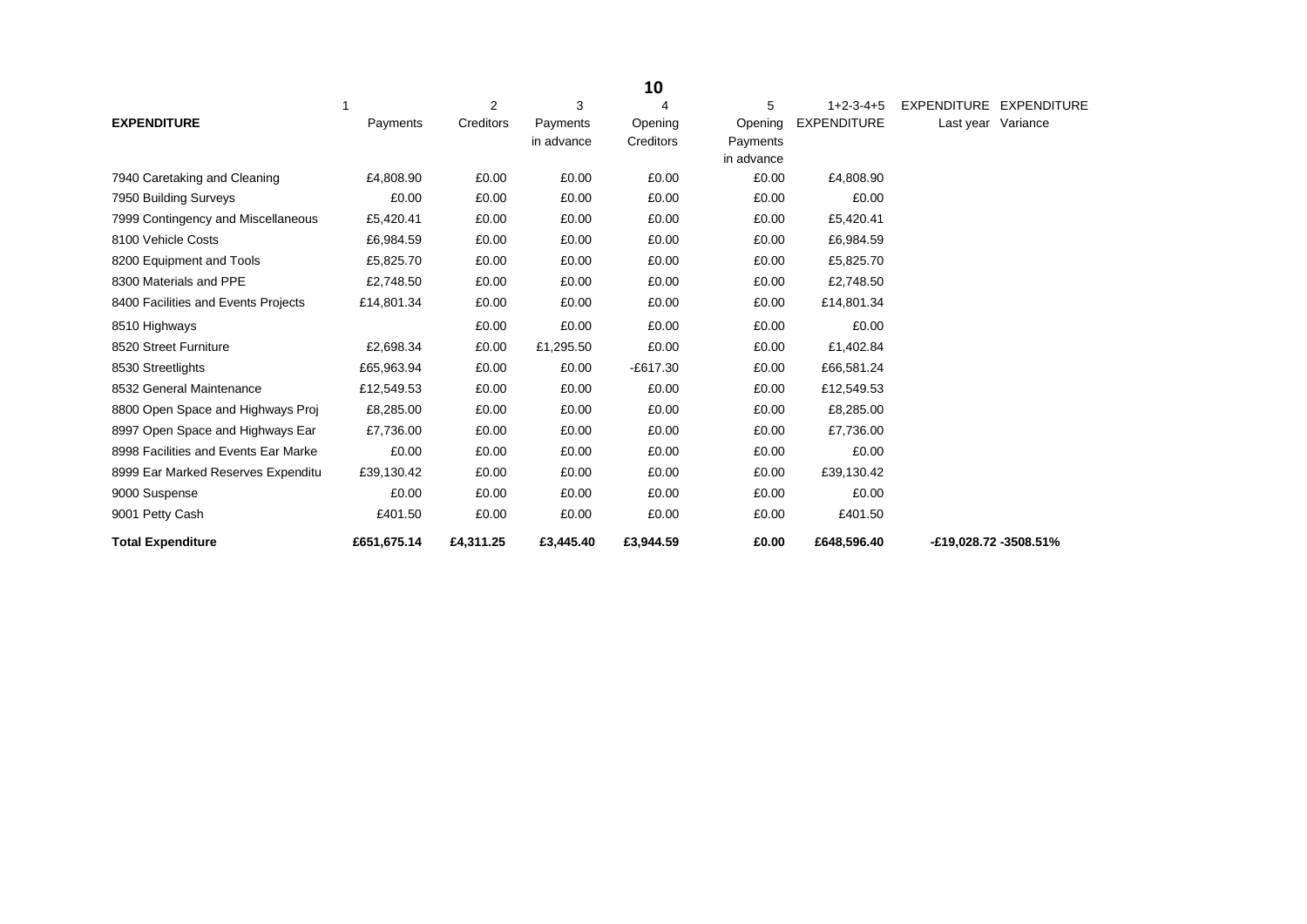| EXPENDITURE | 1<br>Payments | 2<br>Creditors | 3<br>Payments in advance | 4<br>Opening Creditors | 5<br>Opening Payments in advance | 1+2-3-4+5<br>EXPENDITURE | EXPENDITURE<br>Last year | EXPENDITURE<br>Variance |
|---|---|---|---|---|---|---|---|---|
| 7940 Caretaking and Cleaning | £4,808.90 | £0.00 | £0.00 | £0.00 | £0.00 | £4,808.90 | | |
| 7950 Building Surveys | £0.00 | £0.00 | £0.00 | £0.00 | £0.00 | £0.00 | | |
| 7999 Contingency and Miscellaneous | £5,420.41 | £0.00 | £0.00 | £0.00 | £0.00 | £5,420.41 | | |
| 8100 Vehicle Costs | £6,984.59 | £0.00 | £0.00 | £0.00 | £0.00 | £6,984.59 | | |
| 8200 Equipment and Tools | £5,825.70 | £0.00 | £0.00 | £0.00 | £0.00 | £5,825.70 | | |
| 8300 Materials and PPE | £2,748.50 | £0.00 | £0.00 | £0.00 | £0.00 | £2,748.50 | | |
| 8400 Facilities and Events Projects | £14,801.34 | £0.00 | £0.00 | £0.00 | £0.00 | £14,801.34 | | |
| 8510 Highways | | £0.00 | £0.00 | £0.00 | £0.00 | £0.00 | | |
| 8520 Street Furniture | £2,698.34 | £0.00 | £1,295.50 | £0.00 | £0.00 | £1,402.84 | | |
| 8530 Streetlights | £65,963.94 | £0.00 | £0.00 | -£617.30 | £0.00 | £66,581.24 | | |
| 8532 General Maintenance | £12,549.53 | £0.00 | £0.00 | £0.00 | £0.00 | £12,549.53 | | |
| 8800 Open Space and Highways Proj | £8,285.00 | £0.00 | £0.00 | £0.00 | £0.00 | £8,285.00 | | |
| 8997 Open Space and Highways Ear | £7,736.00 | £0.00 | £0.00 | £0.00 | £0.00 | £7,736.00 | | |
| 8998 Facilities and Events Ear Marke | £0.00 | £0.00 | £0.00 | £0.00 | £0.00 | £0.00 | | |
| 8999 Ear Marked Reserves Expenditu | £39,130.42 | £0.00 | £0.00 | £0.00 | £0.00 | £39,130.42 | | |
| 9000 Suspense | £0.00 | £0.00 | £0.00 | £0.00 | £0.00 | £0.00 | | |
| 9001 Petty Cash | £401.50 | £0.00 | £0.00 | £0.00 | £0.00 | £401.50 | | |
| **Total Expenditure** | **£651,675.14** | **£4,311.25** | **£3,445.40** | **£3,944.59** | **£0.00** | **£648,596.40** | **-£19,028.72** | **-3508.51%** |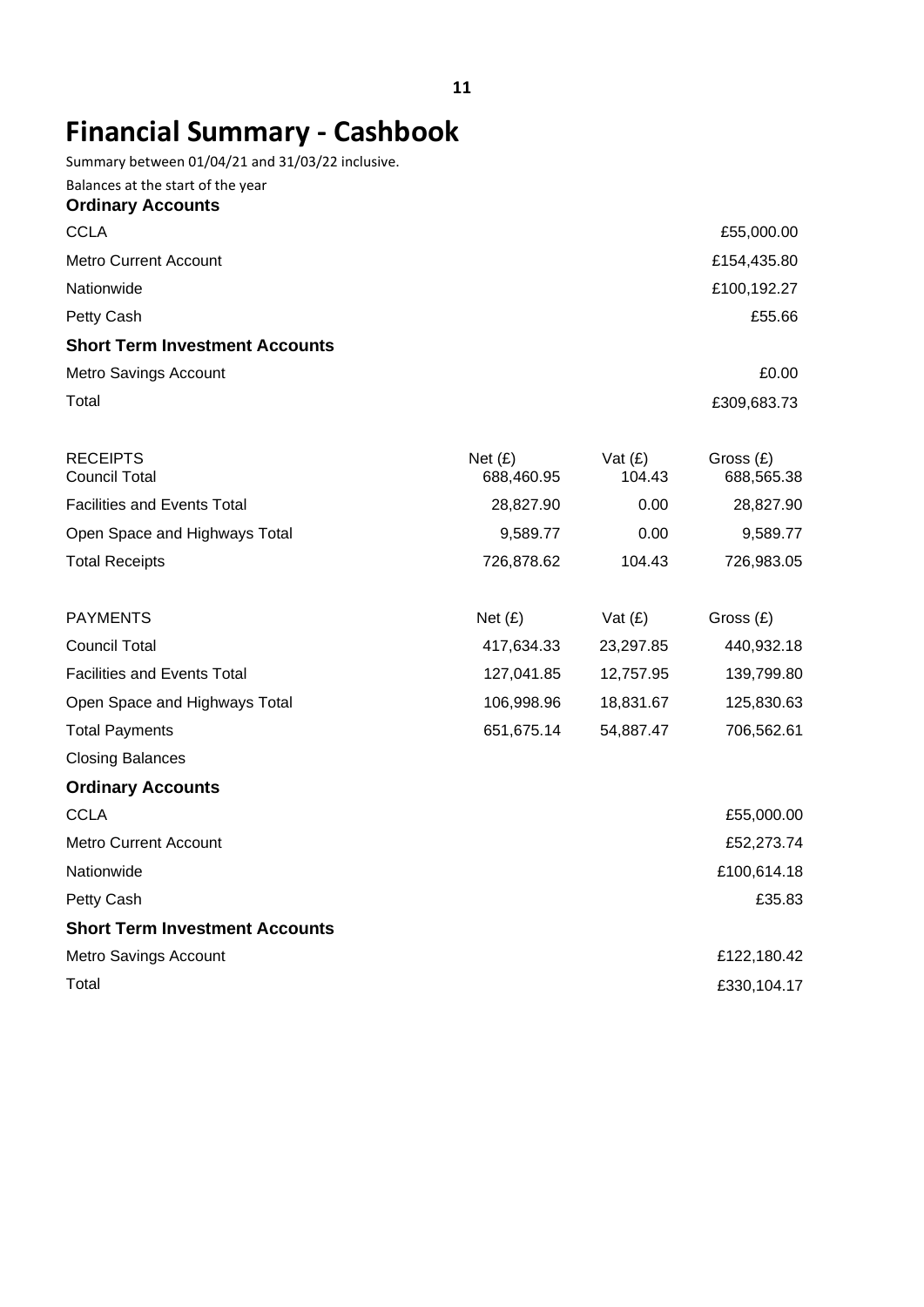# Financial Summary - Cashbook

Summary between 01/04/21 and 31/03/22 inclusive.

Balances at the start of the year

| | | | |
|---|---|---|---|
| **Ordinary Accounts** | | | |
| CCLA | | | £55,000.00 |
| Metro Current Account | | | £154,435.80 |
| Nationwide | | | £100,192.27 |
| Petty Cash | | | £55.66 |
| **Short Term Investment Accounts** | | | |
| Metro Savings Account | | | £0.00 |
| Total | | | £309,683.73 |

| RECEIPTS | Net (£) | Vat (£) | Gross (£) |
|---|---|---|---|
| Council Total | 688,460.95 | 104.43 | 688,565.38 |
| Facilities and Events Total | 28,827.90 | 0.00 | 28,827.90 |
| Open Space and Highways Total | 9,589.77 | 0.00 | 9,589.77 |
| Total Receipts | 726,878.62 | 104.43 | 726,983.05 |

| PAYMENTS | Net (£) | Vat (£) | Gross (£) |
|---|---|---|---|
| Council Total | 417,634.33 | 23,297.85 | 440,932.18 |
| Facilities and Events Total | 127,041.85 | 12,757.95 | 139,799.80 |
| Open Space and Highways Total | 106,998.96 | 18,831.67 | 125,830.63 |
| Total Payments | 651,675.14 | 54,887.47 | 706,562.61 |

Closing Balances

| | | | |
|---|---|---|---|
| **Ordinary Accounts** | | | |
| CCLA | | | £55,000.00 |
| Metro Current Account | | | £52,273.74 |
| Nationwide | | | £100,614.18 |
| Petty Cash | | | £35.83 |
| **Short Term Investment Accounts** | | | |
| Metro Savings Account | | | £122,180.42 |
| Total | | | £330,104.17 |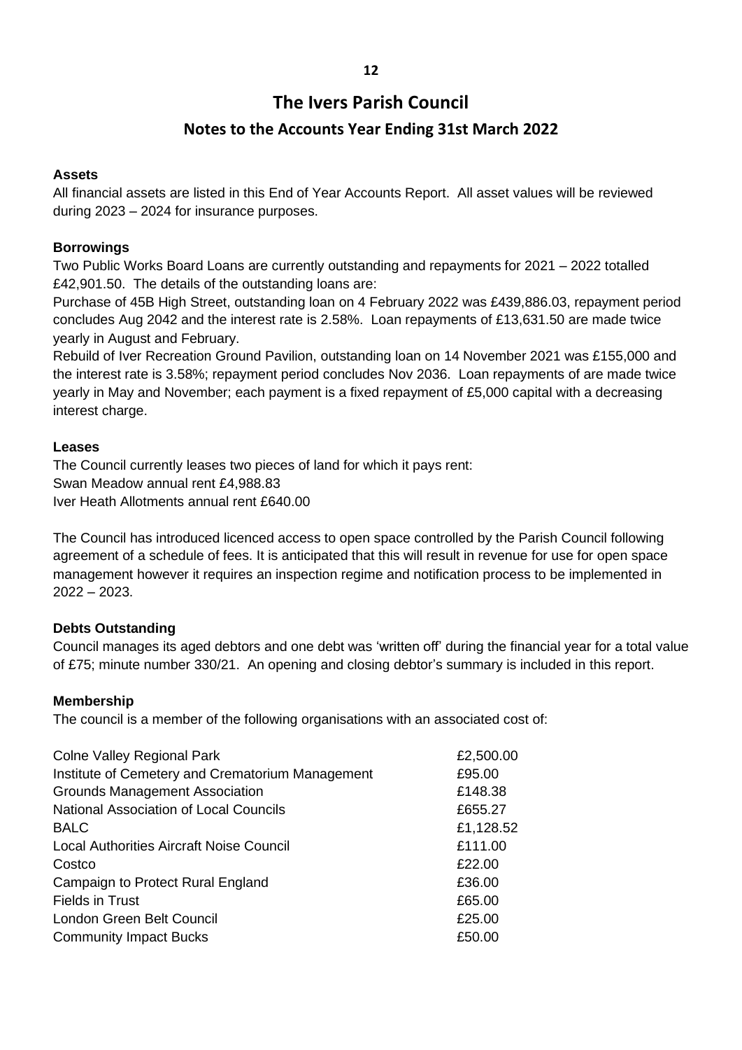# The Ivers Parish Council

## Notes to the Accounts Year Ending 31st March 2022

**Assets**

All financial assets are listed in this End of Year Accounts Report. All asset values will be reviewed during 2023 – 2024 for insurance purposes.

**Borrowings**

Two Public Works Board Loans are currently outstanding and repayments for 2021 – 2022 totalled £42,901.50. The details of the outstanding loans are:

Purchase of 45B High Street, outstanding loan on 4 February 2022 was £439,886.03, repayment period concludes Aug 2042 and the interest rate is 2.58%. Loan repayments of £13,631.50 are made twice yearly in August and February.

Rebuild of Iver Recreation Ground Pavilion, outstanding loan on 14 November 2021 was £155,000 and the interest rate is 3.58%; repayment period concludes Nov 2036. Loan repayments of are made twice yearly in May and November; each payment is a fixed repayment of £5,000 capital with a decreasing interest charge.

**Leases**

The Council currently leases two pieces of land for which it pays rent:

Swan Meadow annual rent £4,988.83

Iver Heath Allotments annual rent £640.00

The Council has introduced licenced access to open space controlled by the Parish Council following agreement of a schedule of fees. It is anticipated that this will result in revenue for use for open space management however it requires an inspection regime and notification process to be implemented in 2022 – 2023.

**Debts Outstanding**

Council manages its aged debtors and one debt was 'written off' during the financial year for a total value of £75; minute number 330/21. An opening and closing debtor's summary is included in this report.

**Membership**

The council is a member of the following organisations with an associated cost of:

| | |
|---|---|
| Colne Valley Regional Park | £2,500.00 |
| Institute of Cemetery and Crematorium Management | £95.00 |
| Grounds Management Association | £148.38 |
| National Association of Local Councils | £655.27 |
| BALC | £1,128.52 |
| Local Authorities Aircraft Noise Council | £111.00 |
| Costco | £22.00 |
| Campaign to Protect Rural England | £36.00 |
| Fields in Trust | £65.00 |
| London Green Belt Council | £25.00 |
| Community Impact Bucks | £50.00 |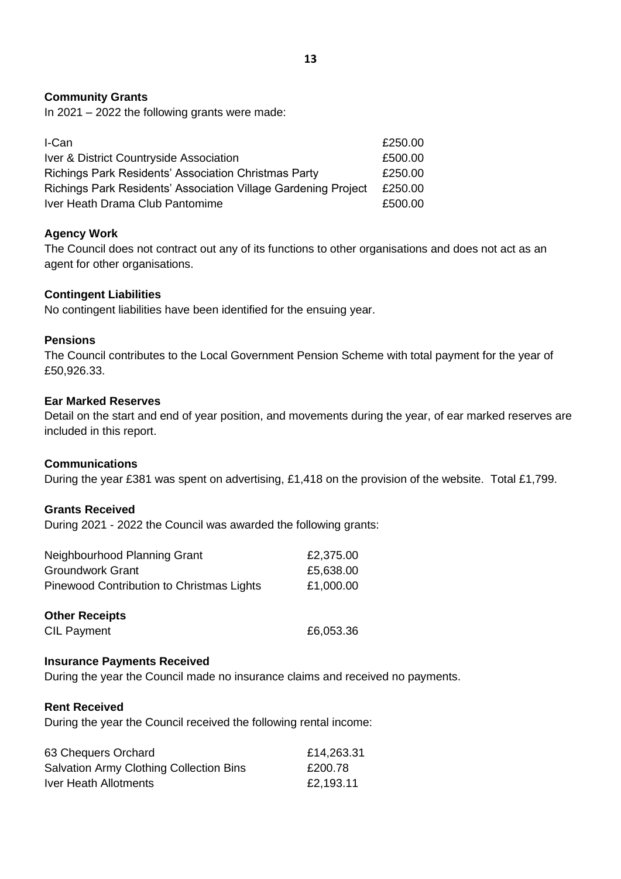**Community Grants**

In 2021 – 2022 the following grants were made:

| | |
|---|---|
| I-Can | £250.00 |
| Iver & District Countryside Association | £500.00 |
| Richings Park Residents' Association Christmas Party | £250.00 |
| Richings Park Residents' Association Village Gardening Project | £250.00 |
| Iver Heath Drama Club Pantomime | £500.00 |

**Agency Work**

The Council does not contract out any of its functions to other organisations and does not act as an agent for other organisations.

**Contingent Liabilities**

No contingent liabilities have been identified for the ensuing year.

**Pensions**

The Council contributes to the Local Government Pension Scheme with total payment for the year of £50,926.33.

**Ear Marked Reserves**

Detail on the start and end of year position, and movements during the year, of ear marked reserves are included in this report.

**Communications**

During the year £381 was spent on advertising, £1,418 on the provision of the website. Total £1,799.

**Grants Received**

During 2021 - 2022 the Council was awarded the following grants:

| | |
|---|---|
| Neighbourhood Planning Grant | £2,375.00 |
| Groundwork Grant | £5,638.00 |
| Pinewood Contribution to Christmas Lights | £1,000.00 |

**Other Receipts**

| | |
|---|---|
| CIL Payment | £6,053.36 |

**Insurance Payments Received**

During the year the Council made no insurance claims and received no payments.

**Rent Received**

During the year the Council received the following rental income:

| | |
|---|---|
| 63 Chequers Orchard | £14,263.31 |
| Salvation Army Clothing Collection Bins | £200.78 |
| Iver Heath Allotments | £2,193.11 |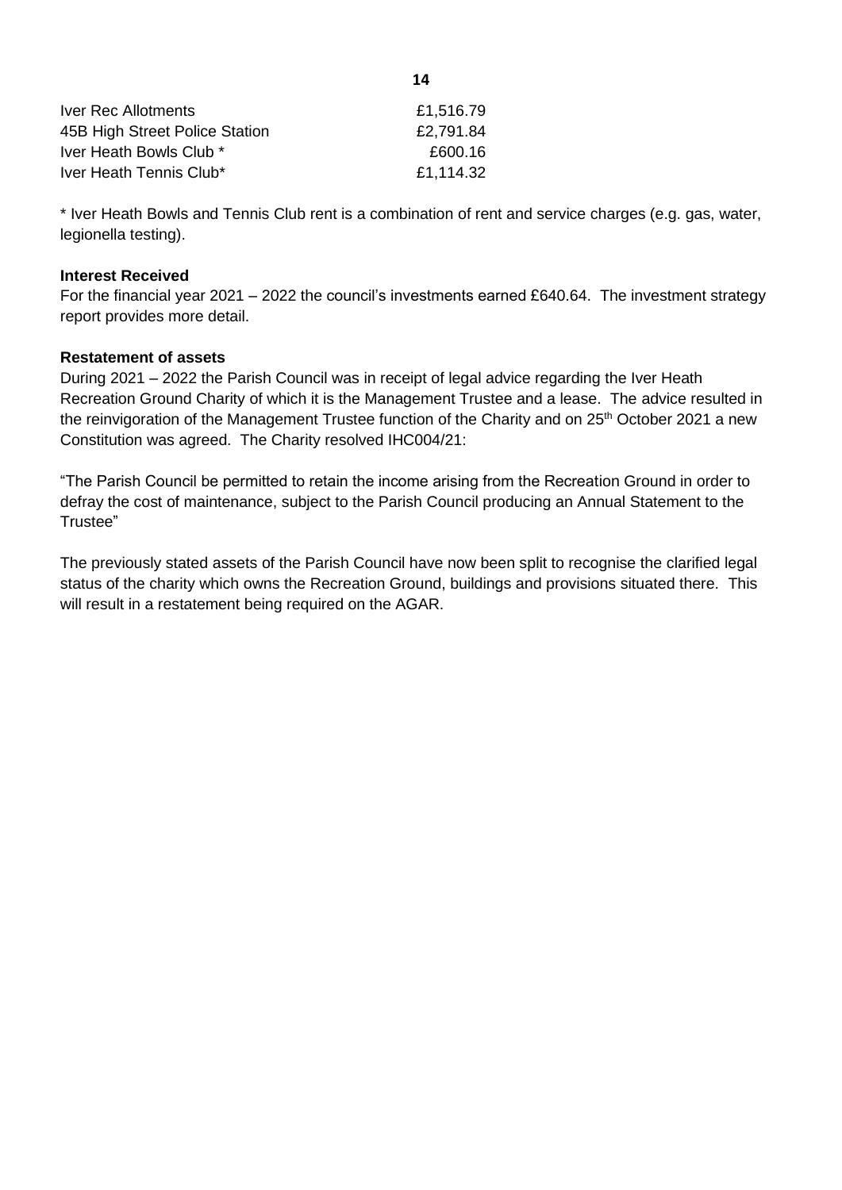| | |
|---|---|
| Iver Rec Allotments | £1,516.79 |
| 45B High Street Police Station | £2,791.84 |
| Iver Heath Bowls Club * | £600.16 |
| Iver Heath Tennis Club* | £1,114.32 |

* Iver Heath Bowls and Tennis Club rent is a combination of rent and service charges (e.g. gas, water, legionella testing).

**Interest Received**

For the financial year 2021 – 2022 the council's investments earned £640.64. The investment strategy report provides more detail.

**Restatement of assets**

During 2021 – 2022 the Parish Council was in receipt of legal advice regarding the Iver Heath Recreation Ground Charity of which it is the Management Trustee and a lease. The advice resulted in the reinvigoration of the Management Trustee function of the Charity and on 25th October 2021 a new Constitution was agreed. The Charity resolved IHC004/21:

"The Parish Council be permitted to retain the income arising from the Recreation Ground in order to defray the cost of maintenance, subject to the Parish Council producing an Annual Statement to the Trustee"

The previously stated assets of the Parish Council have now been split to recognise the clarified legal status of the charity which owns the Recreation Ground, buildings and provisions situated there. This will result in a restatement being required on the AGAR.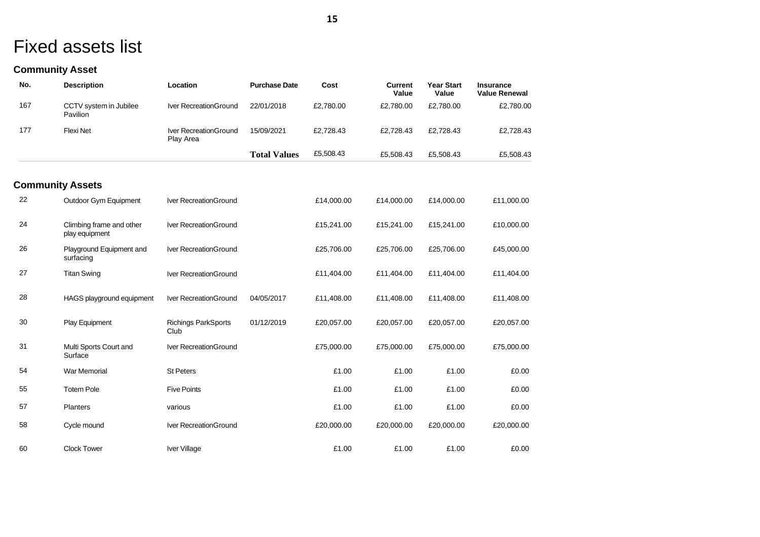# Fixed assets list

## Community Asset

| No. | Description | Location | Purchase Date | Cost | Current Value | Year Start Value | Insurance Value Renewal |
|---|---|---|---|---|---|---|---|
| 167 | CCTV system in Jubilee Pavilion | Iver RecreationGround | 22/01/2018 | £2,780.00 | £2,780.00 | £2,780.00 | £2,780.00 |
| 177 | Flexi Net | Iver RecreationGround Play Area | 15/09/2021 | £2,728.43 | £2,728.43 | £2,728.43 | £2,728.43 |
| | | | **Total Values** | £5,508.43 | £5,508.43 | £5,508.43 | £5,508.43 |

## Community Assets

| No. | Description | Location | Purchase Date | Cost | Current Value | Year Start Value | Insurance Value Renewal |
|---|---|---|---|---|---|---|---|
| 22 | Outdoor Gym Equipment | Iver RecreationGround | | £14,000.00 | £14,000.00 | £14,000.00 | £11,000.00 |
| 24 | Climbing frame and other play equipment | Iver RecreationGround | | £15,241.00 | £15,241.00 | £15,241.00 | £10,000.00 |
| 26 | Playground Equipment and surfacing | Iver RecreationGround | | £25,706.00 | £25,706.00 | £25,706.00 | £45,000.00 |
| 27 | Titan Swing | Iver RecreationGround | | £11,404.00 | £11,404.00 | £11,404.00 | £11,404.00 |
| 28 | HAGS playground equipment | Iver RecreationGround | 04/05/2017 | £11,408.00 | £11,408.00 | £11,408.00 | £11,408.00 |
| 30 | Play Equipment | Richings ParkSports Club | 01/12/2019 | £20,057.00 | £20,057.00 | £20,057.00 | £20,057.00 |
| 31 | Multi Sports Court and Surface | Iver RecreationGround | | £75,000.00 | £75,000.00 | £75,000.00 | £75,000.00 |
| 54 | War Memorial | St Peters | | £1.00 | £1.00 | £1.00 | £0.00 |
| 55 | Totem Pole | Five Points | | £1.00 | £1.00 | £1.00 | £0.00 |
| 57 | Planters | various | | £1.00 | £1.00 | £1.00 | £0.00 |
| 58 | Cycle mound | Iver RecreationGround | | £20,000.00 | £20,000.00 | £20,000.00 | £20,000.00 |
| 60 | Clock Tower | Iver Village | | £1.00 | £1.00 | £1.00 | £0.00 |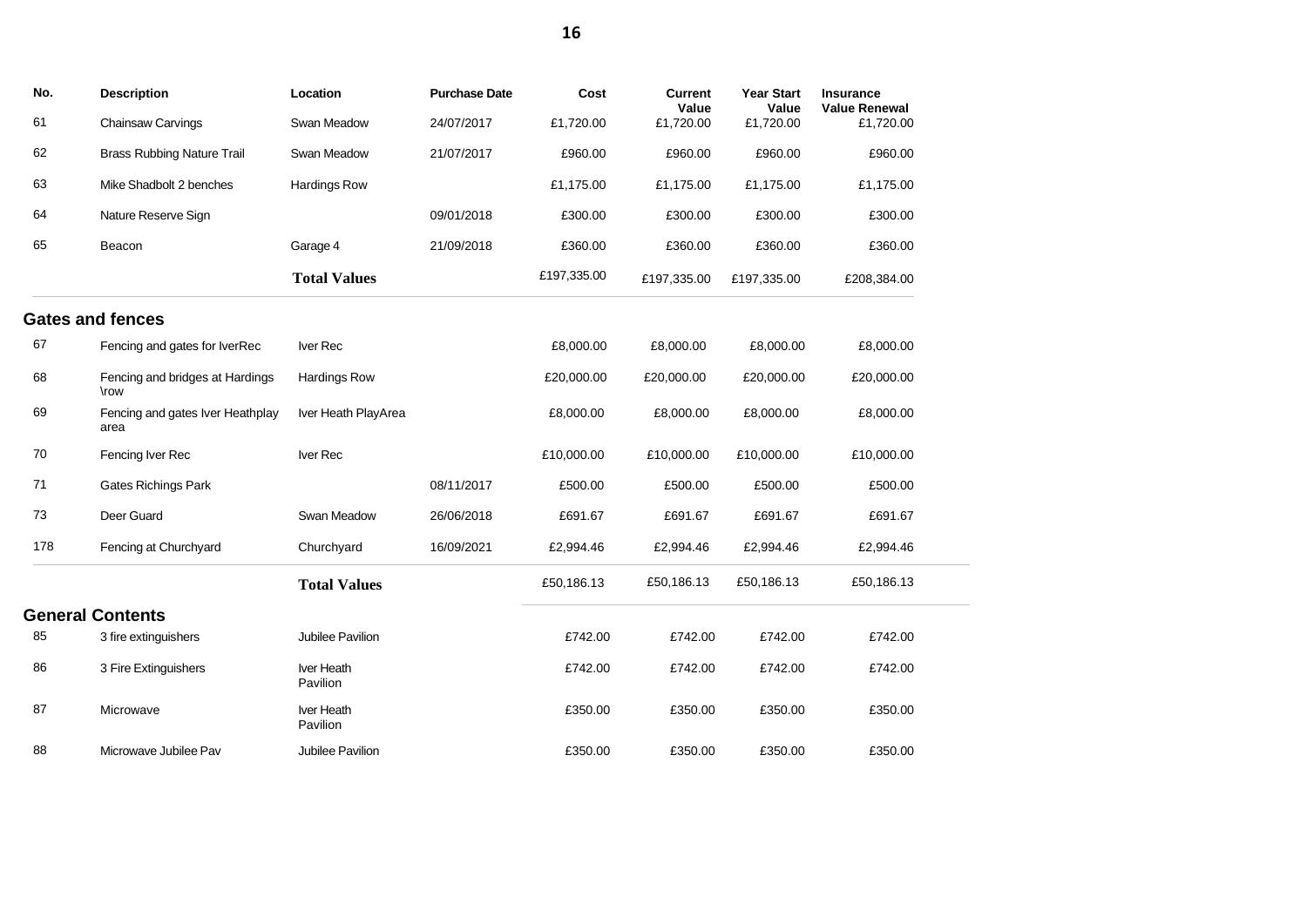| No. | Description | Location | Purchase Date | Cost | Current Value | Year Start Value | Insurance Value Renewal |
|---|---|---|---|---|---|---|---|
| 61 | Chainsaw Carvings | Swan Meadow | 24/07/2017 | £1,720.00 | £1,720.00 | £1,720.00 | £1,720.00 |
| 62 | Brass Rubbing Nature Trail | Swan Meadow | 21/07/2017 | £960.00 | £960.00 | £960.00 | £960.00 |
| 63 | Mike Shadbolt 2 benches | Hardings Row | | £1,175.00 | £1,175.00 | £1,175.00 | £1,175.00 |
| 64 | Nature Reserve Sign | | 09/01/2018 | £300.00 | £300.00 | £300.00 | £300.00 |
| 65 | Beacon | Garage 4 | 21/09/2018 | £360.00 | £360.00 | £360.00 | £360.00 |
| | | **Total Values** | | £197,335.00 | £197,335.00 | £197,335.00 | £208,384.00 |

## Gates and fences

| No. | Description | Location | Purchase Date | Cost | Current Value | Year Start Value | Insurance Value Renewal |
|---|---|---|---|---|---|---|---|
| 67 | Fencing and gates for IverRec | Iver Rec | | £8,000.00 | £8,000.00 | £8,000.00 | £8,000.00 |
| 68 | Fencing and bridges at Hardings \row | Hardings Row | | £20,000.00 | £20,000.00 | £20,000.00 | £20,000.00 |
| 69 | Fencing and gates Iver Heathplay area | Iver Heath PlayArea | | £8,000.00 | £8,000.00 | £8,000.00 | £8,000.00 |
| 70 | Fencing Iver Rec | Iver Rec | | £10,000.00 | £10,000.00 | £10,000.00 | £10,000.00 |
| 71 | Gates Richings Park | | 08/11/2017 | £500.00 | £500.00 | £500.00 | £500.00 |
| 73 | Deer Guard | Swan Meadow | 26/06/2018 | £691.67 | £691.67 | £691.67 | £691.67 |
| 178 | Fencing at Churchyard | Churchyard | 16/09/2021 | £2,994.46 | £2,994.46 | £2,994.46 | £2,994.46 |
| | | **Total Values** | | £50,186.13 | £50,186.13 | £50,186.13 | £50,186.13 |

## General Contents

| No. | Description | Location | Purchase Date | Cost | Current Value | Year Start Value | Insurance Value Renewal |
|---|---|---|---|---|---|---|---|
| 85 | 3 fire extinguishers | Jubilee Pavilion | | £742.00 | £742.00 | £742.00 | £742.00 |
| 86 | 3 Fire Extinguishers | Iver Heath Pavilion | | £742.00 | £742.00 | £742.00 | £742.00 |
| 87 | Microwave | Iver Heath Pavilion | | £350.00 | £350.00 | £350.00 | £350.00 |
| 88 | Microwave Jubilee Pav | Jubilee Pavilion | | £350.00 | £350.00 | £350.00 | £350.00 |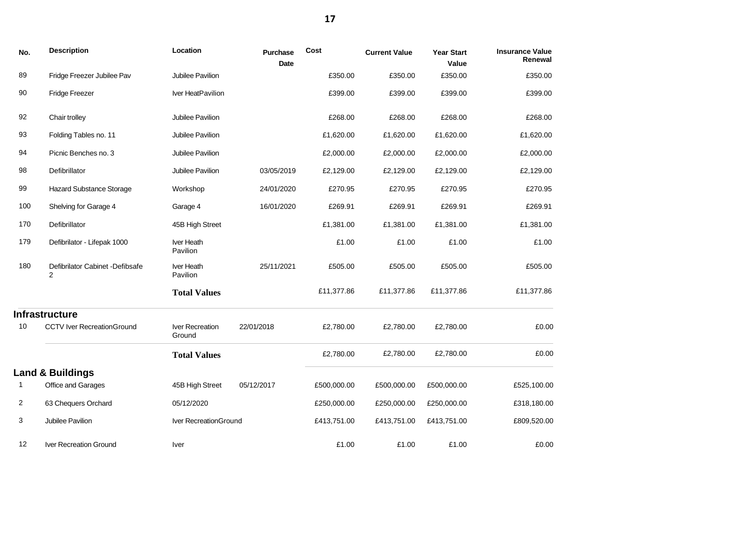| No. | Description | Location | Purchase Date | Cost | Current Value | Year Start Value | Insurance Value Renewal |
|---|---|---|---|---|---|---|---|
| 89 | Fridge Freezer Jubilee Pav | Jubilee Pavilion | | £350.00 | £350.00 | £350.00 | £350.00 |
| 90 | Fridge Freezer | Iver HeatPavilion | | £399.00 | £399.00 | £399.00 | £399.00 |
| 92 | Chair trolley | Jubilee Pavilion | | £268.00 | £268.00 | £268.00 | £268.00 |
| 93 | Folding Tables no. 11 | Jubilee Pavilion | | £1,620.00 | £1,620.00 | £1,620.00 | £1,620.00 |
| 94 | Picnic Benches no. 3 | Jubilee Pavilion | | £2,000.00 | £2,000.00 | £2,000.00 | £2,000.00 |
| 98 | Defibrillator | Jubilee Pavilion | 03/05/2019 | £2,129.00 | £2,129.00 | £2,129.00 | £2,129.00 |
| 99 | Hazard Substance Storage | Workshop | 24/01/2020 | £270.95 | £270.95 | £270.95 | £270.95 |
| 100 | Shelving for Garage 4 | Garage 4 | 16/01/2020 | £269.91 | £269.91 | £269.91 | £269.91 |
| 170 | Defibrillator | 45B High Street | | £1,381.00 | £1,381.00 | £1,381.00 | £1,381.00 |
| 179 | Defibrilator - Lifepak 1000 | Iver Heath Pavilion | | £1.00 | £1.00 | £1.00 | £1.00 |
| 180 | Defibrilator Cabinet -Defibsafe 2 | Iver Heath Pavilion | 25/11/2021 | £505.00 | £505.00 | £505.00 | £505.00 |
| | | **Total Values** | | £11,377.86 | £11,377.86 | £11,377.86 | £11,377.86 |

## Infrastructure

| No. | Description | Location | Purchase Date | Cost | Current Value | Year Start Value | Insurance Value Renewal |
|---|---|---|---|---|---|---|---|
| 10 | CCTV Iver RecreationGround | Iver Recreation Ground | 22/01/2018 | £2,780.00 | £2,780.00 | £2,780.00 | £0.00 |
| | | **Total Values** | | £2,780.00 | £2,780.00 | £2,780.00 | £0.00 |

## Land & Buildings

| No. | Description | Location | Purchase Date | Cost | Current Value | Year Start Value | Insurance Value Renewal |
|---|---|---|---|---|---|---|---|
| 1 | Office and Garages | 45B High Street | 05/12/2017 | £500,000.00 | £500,000.00 | £500,000.00 | £525,100.00 |
| 2 | 63 Chequers Orchard | 05/12/2020 | | £250,000.00 | £250,000.00 | £250,000.00 | £318,180.00 |
| 3 | Jubilee Pavilion | Iver RecreationGround | | £413,751.00 | £413,751.00 | £413,751.00 | £809,520.00 |
| 12 | Iver Recreation Ground | Iver | | £1.00 | £1.00 | £1.00 | £0.00 |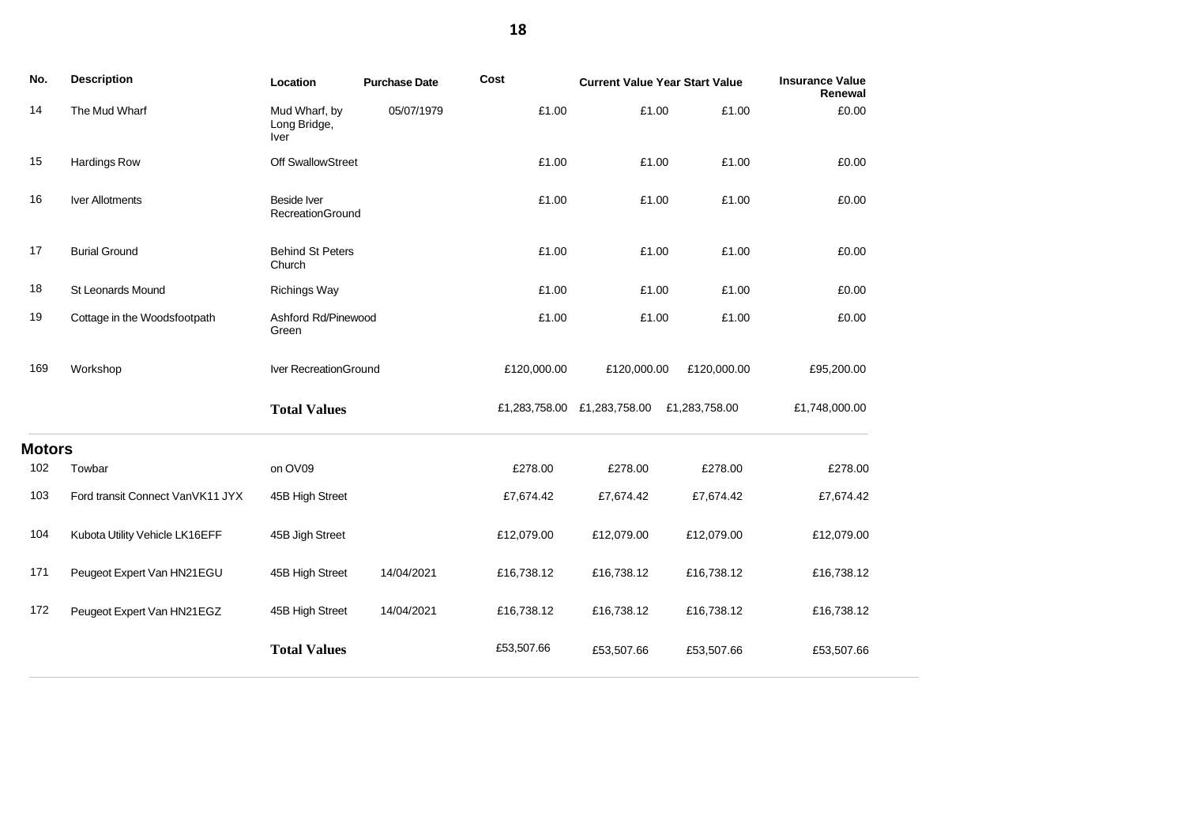| No. | Description | Location | Purchase Date | Cost | Current Value | Year Start Value | Insurance Value Renewal |
|---|---|---|---|---|---|---|---|
| 14 | The Mud Wharf | Mud Wharf, by Long Bridge, Iver | 05/07/1979 | £1.00 | £1.00 | £1.00 | £0.00 |
| 15 | Hardings Row | Off SwallowStreet | | £1.00 | £1.00 | £1.00 | £0.00 |
| 16 | Iver Allotments | Beside Iver RecreationGround | | £1.00 | £1.00 | £1.00 | £0.00 |
| 17 | Burial Ground | Behind St Peters Church | | £1.00 | £1.00 | £1.00 | £0.00 |
| 18 | St Leonards Mound | Richings Way | | £1.00 | £1.00 | £1.00 | £0.00 |
| 19 | Cottage in the Woodsfootpath | Ashford Rd/Pinewood Green | | £1.00 | £1.00 | £1.00 | £0.00 |
| 169 | Workshop | Iver RecreationGround | | £120,000.00 | £120,000.00 | £120,000.00 | £95,200.00 |
| | | **Total Values** | | £1,283,758.00 | £1,283,758.00 | £1,283,758.00 | £1,748,000.00 |

## Motors

| No. | Description | Location | Purchase Date | Cost | Current Value | Year Start Value | Insurance Value Renewal |
|---|---|---|---|---|---|---|---|
| 102 | Towbar | on OV09 | | £278.00 | £278.00 | £278.00 | £278.00 |
| 103 | Ford transit Connect VanVK11 JYX | 45B High Street | | £7,674.42 | £7,674.42 | £7,674.42 | £7,674.42 |
| 104 | Kubota Utility Vehicle LK16EFF | 45B Jigh Street | | £12,079.00 | £12,079.00 | £12,079.00 | £12,079.00 |
| 171 | Peugeot Expert Van HN21EGU | 45B High Street | 14/04/2021 | £16,738.12 | £16,738.12 | £16,738.12 | £16,738.12 |
| 172 | Peugeot Expert Van HN21EGZ | 45B High Street | 14/04/2021 | £16,738.12 | £16,738.12 | £16,738.12 | £16,738.12 |
| | | **Total Values** | | £53,507.66 | £53,507.66 | £53,507.66 | £53,507.66 |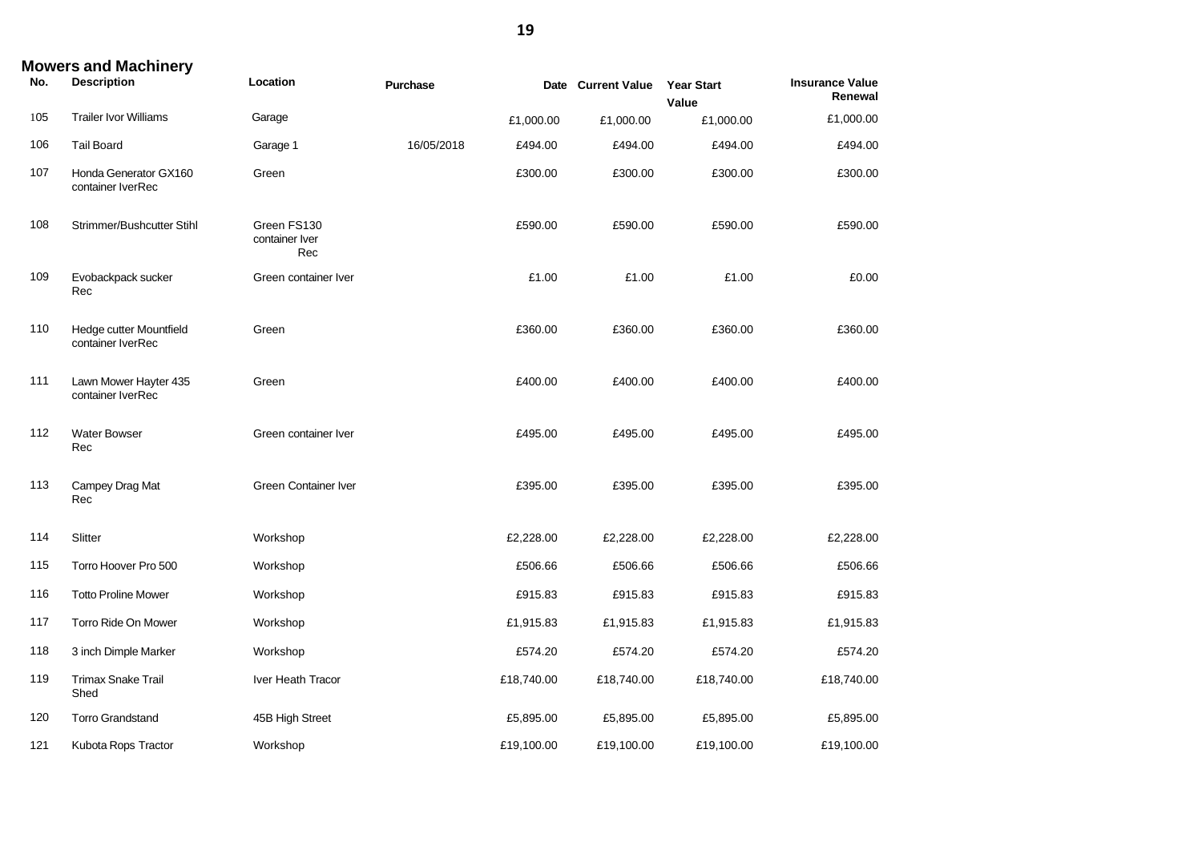## Mowers and Machinery

| No. | Description | Location | Purchase | Date | Current Value | Year Start Value | Insurance Value Renewal |
|---|---|---|---|---|---|---|---|
| 105 | Trailer Ivor Williams | Garage | | £1,000.00 | £1,000.00 | £1,000.00 | £1,000.00 |
| 106 | Tail Board | Garage 1 | 16/05/2018 | £494.00 | £494.00 | £494.00 | £494.00 |
| 107 | Honda Generator GX160 container IverRec | Green | | £300.00 | £300.00 | £300.00 | £300.00 |
| 108 | Strimmer/Bushcutter Stihl | Green FS130 container Iver Rec | | £590.00 | £590.00 | £590.00 | £590.00 |
| 109 | Evobackpack sucker Rec | Green container Iver | | £1.00 | £1.00 | £1.00 | £0.00 |
| 110 | Hedge cutter Mountfield container IverRec | Green | | £360.00 | £360.00 | £360.00 | £360.00 |
| 111 | Lawn Mower Hayter 435 container IverRec | Green | | £400.00 | £400.00 | £400.00 | £400.00 |
| 112 | Water Bowser Rec | Green container Iver | | £495.00 | £495.00 | £495.00 | £495.00 |
| 113 | Campey Drag Mat Rec | Green Container Iver | | £395.00 | £395.00 | £395.00 | £395.00 |
| 114 | Slitter | Workshop | | £2,228.00 | £2,228.00 | £2,228.00 | £2,228.00 |
| 115 | Torro Hoover Pro 500 | Workshop | | £506.66 | £506.66 | £506.66 | £506.66 |
| 116 | Totto Proline Mower | Workshop | | £915.83 | £915.83 | £915.83 | £915.83 |
| 117 | Torro Ride On Mower | Workshop | | £1,915.83 | £1,915.83 | £1,915.83 | £1,915.83 |
| 118 | 3 inch Dimple Marker | Workshop | | £574.20 | £574.20 | £574.20 | £574.20 |
| 119 | Trimax Snake Trail Shed | Iver Heath Tracor | | £18,740.00 | £18,740.00 | £18,740.00 | £18,740.00 |
| 120 | Torro Grandstand | 45B High Street | | £5,895.00 | £5,895.00 | £5,895.00 | £5,895.00 |
| 121 | Kubota Rops Tractor | Workshop | | £19,100.00 | £19,100.00 | £19,100.00 | £19,100.00 |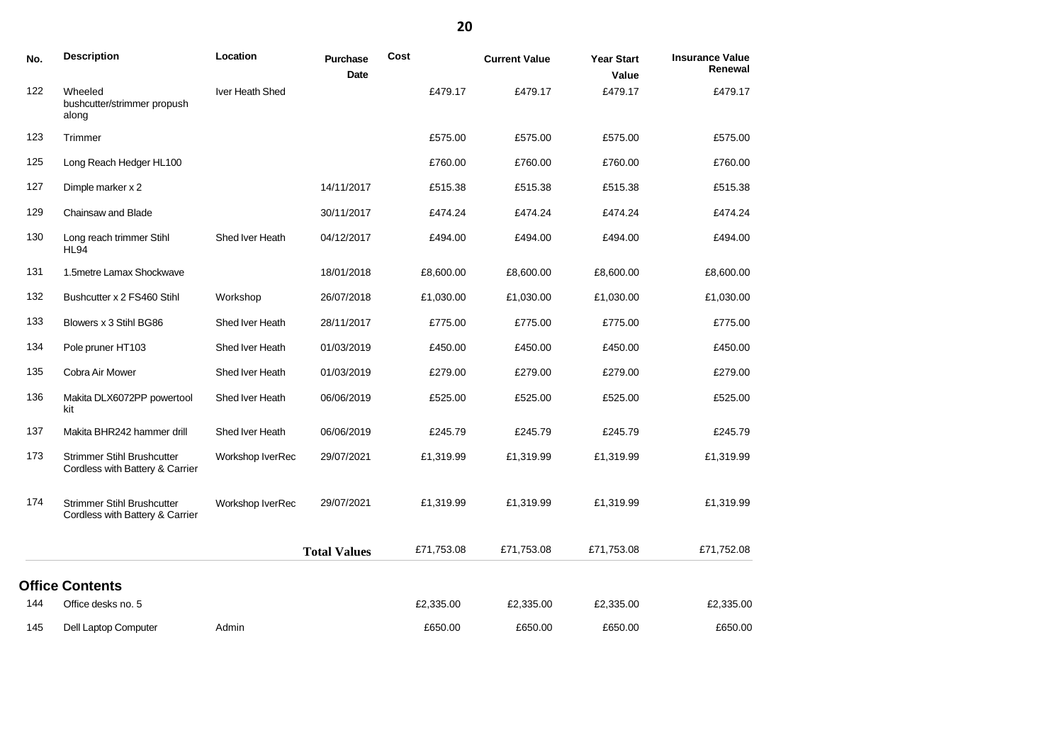| No. | Description | Location | Purchase Date | Cost | Current Value | Year Start Value | Insurance Value Renewal |
|---|---|---|---|---|---|---|---|
| 122 | Wheeled bushcutter/strimmer propush along | Iver Heath Shed | | £479.17 | £479.17 | £479.17 | £479.17 |
| 123 | Trimmer | | | £575.00 | £575.00 | £575.00 | £575.00 |
| 125 | Long Reach Hedger HL100 | | | £760.00 | £760.00 | £760.00 | £760.00 |
| 127 | Dimple marker x 2 | | 14/11/2017 | £515.38 | £515.38 | £515.38 | £515.38 |
| 129 | Chainsaw and Blade | | 30/11/2017 | £474.24 | £474.24 | £474.24 | £474.24 |
| 130 | Long reach trimmer Stihl HL94 | Shed Iver Heath | 04/12/2017 | £494.00 | £494.00 | £494.00 | £494.00 |
| 131 | 1.5metre Lamax Shockwave | | 18/01/2018 | £8,600.00 | £8,600.00 | £8,600.00 | £8,600.00 |
| 132 | Bushcutter x 2 FS460 Stihl | Workshop | 26/07/2018 | £1,030.00 | £1,030.00 | £1,030.00 | £1,030.00 |
| 133 | Blowers x 3 Stihl BG86 | Shed Iver Heath | 28/11/2017 | £775.00 | £775.00 | £775.00 | £775.00 |
| 134 | Pole pruner HT103 | Shed Iver Heath | 01/03/2019 | £450.00 | £450.00 | £450.00 | £450.00 |
| 135 | Cobra Air Mower | Shed Iver Heath | 01/03/2019 | £279.00 | £279.00 | £279.00 | £279.00 |
| 136 | Makita DLX6072PP powertool kit | Shed Iver Heath | 06/06/2019 | £525.00 | £525.00 | £525.00 | £525.00 |
| 137 | Makita BHR242 hammer drill | Shed Iver Heath | 06/06/2019 | £245.79 | £245.79 | £245.79 | £245.79 |
| 173 | Strimmer Stihl Brushcutter Cordless with Battery & Carrier | Workshop IverRec | 29/07/2021 | £1,319.99 | £1,319.99 | £1,319.99 | £1,319.99 |
| 174 | Strimmer Stihl Brushcutter Cordless with Battery & Carrier | Workshop IverRec | 29/07/2021 | £1,319.99 | £1,319.99 | £1,319.99 | £1,319.99 |
| | | | **Total Values** | £71,753.08 | £71,753.08 | £71,753.08 | £71,752.08 |

## Office Contents

| No. | Description | Location | Purchase Date | Cost | Current Value | Year Start Value | Insurance Value Renewal |
|---|---|---|---|---|---|---|---|
| 144 | Office desks no. 5 | | | £2,335.00 | £2,335.00 | £2,335.00 | £2,335.00 |
| 145 | Dell Laptop Computer | Admin | | £650.00 | £650.00 | £650.00 | £650.00 |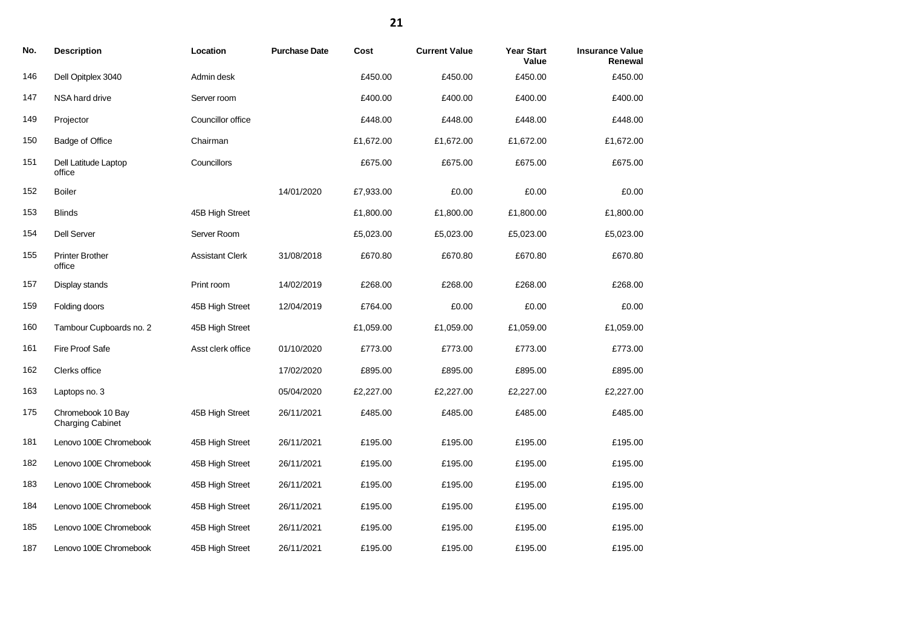| No. | Description | Location | Purchase Date | Cost | Current Value | Year Start Value | Insurance Value Renewal |
|---|---|---|---|---|---|---|---|
| 146 | Dell Opitplex 3040 | Admin desk | | £450.00 | £450.00 | £450.00 | £450.00 |
| 147 | NSA hard drive | Server room | | £400.00 | £400.00 | £400.00 | £400.00 |
| 149 | Projector | Councillor office | | £448.00 | £448.00 | £448.00 | £448.00 |
| 150 | Badge of Office | Chairman | | £1,672.00 | £1,672.00 | £1,672.00 | £1,672.00 |
| 151 | Dell Latitude Laptop office | Councillors | | £675.00 | £675.00 | £675.00 | £675.00 |
| 152 | Boiler | | 14/01/2020 | £7,933.00 | £0.00 | £0.00 | £0.00 |
| 153 | Blinds | 45B High Street | | £1,800.00 | £1,800.00 | £1,800.00 | £1,800.00 |
| 154 | Dell Server | Server Room | | £5,023.00 | £5,023.00 | £5,023.00 | £5,023.00 |
| 155 | Printer Brother office | Assistant Clerk | 31/08/2018 | £670.80 | £670.80 | £670.80 | £670.80 |
| 157 | Display stands | Print room | 14/02/2019 | £268.00 | £268.00 | £268.00 | £268.00 |
| 159 | Folding doors | 45B High Street | 12/04/2019 | £764.00 | £0.00 | £0.00 | £0.00 |
| 160 | Tambour Cupboards no. 2 | 45B High Street | | £1,059.00 | £1,059.00 | £1,059.00 | £1,059.00 |
| 161 | Fire Proof Safe | Asst clerk office | 01/10/2020 | £773.00 | £773.00 | £773.00 | £773.00 |
| 162 | Clerks office | | 17/02/2020 | £895.00 | £895.00 | £895.00 | £895.00 |
| 163 | Laptops no. 3 | | 05/04/2020 | £2,227.00 | £2,227.00 | £2,227.00 | £2,227.00 |
| 175 | Chromebook 10 Bay Charging Cabinet | 45B High Street | 26/11/2021 | £485.00 | £485.00 | £485.00 | £485.00 |
| 181 | Lenovo 100E Chromebook | 45B High Street | 26/11/2021 | £195.00 | £195.00 | £195.00 | £195.00 |
| 182 | Lenovo 100E Chromebook | 45B High Street | 26/11/2021 | £195.00 | £195.00 | £195.00 | £195.00 |
| 183 | Lenovo 100E Chromebook | 45B High Street | 26/11/2021 | £195.00 | £195.00 | £195.00 | £195.00 |
| 184 | Lenovo 100E Chromebook | 45B High Street | 26/11/2021 | £195.00 | £195.00 | £195.00 | £195.00 |
| 185 | Lenovo 100E Chromebook | 45B High Street | 26/11/2021 | £195.00 | £195.00 | £195.00 | £195.00 |
| 187 | Lenovo 100E Chromebook | 45B High Street | 26/11/2021 | £195.00 | £195.00 | £195.00 | £195.00 |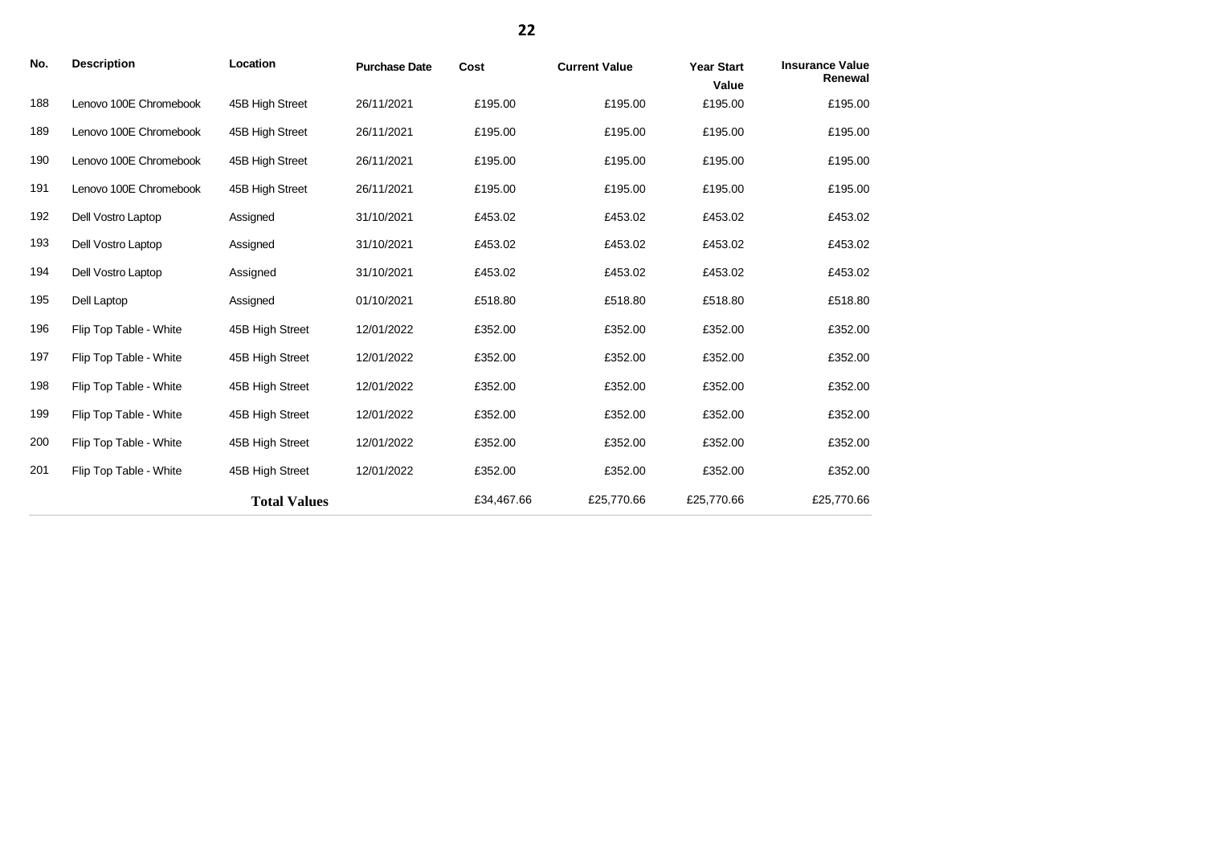| No. | Description | Location | Purchase Date | Cost | Current Value | Year Start Value | Insurance Value Renewal |
|---|---|---|---|---|---|---|---|
| 188 | Lenovo 100E Chromebook | 45B High Street | 26/11/2021 | £195.00 | £195.00 | £195.00 | £195.00 |
| 189 | Lenovo 100E Chromebook | 45B High Street | 26/11/2021 | £195.00 | £195.00 | £195.00 | £195.00 |
| 190 | Lenovo 100E Chromebook | 45B High Street | 26/11/2021 | £195.00 | £195.00 | £195.00 | £195.00 |
| 191 | Lenovo 100E Chromebook | 45B High Street | 26/11/2021 | £195.00 | £195.00 | £195.00 | £195.00 |
| 192 | Dell Vostro Laptop | Assigned | 31/10/2021 | £453.02 | £453.02 | £453.02 | £453.02 |
| 193 | Dell Vostro Laptop | Assigned | 31/10/2021 | £453.02 | £453.02 | £453.02 | £453.02 |
| 194 | Dell Vostro Laptop | Assigned | 31/10/2021 | £453.02 | £453.02 | £453.02 | £453.02 |
| 195 | Dell Laptop | Assigned | 01/10/2021 | £518.80 | £518.80 | £518.80 | £518.80 |
| 196 | Flip Top Table - White | 45B High Street | 12/01/2022 | £352.00 | £352.00 | £352.00 | £352.00 |
| 197 | Flip Top Table - White | 45B High Street | 12/01/2022 | £352.00 | £352.00 | £352.00 | £352.00 |
| 198 | Flip Top Table - White | 45B High Street | 12/01/2022 | £352.00 | £352.00 | £352.00 | £352.00 |
| 199 | Flip Top Table - White | 45B High Street | 12/01/2022 | £352.00 | £352.00 | £352.00 | £352.00 |
| 200 | Flip Top Table - White | 45B High Street | 12/01/2022 | £352.00 | £352.00 | £352.00 | £352.00 |
| 201 | Flip Top Table - White | 45B High Street | 12/01/2022 | £352.00 | £352.00 | £352.00 | £352.00 |
| | | **Total Values** | | £34,467.66 | £25,770.66 | £25,770.66 | £25,770.66 |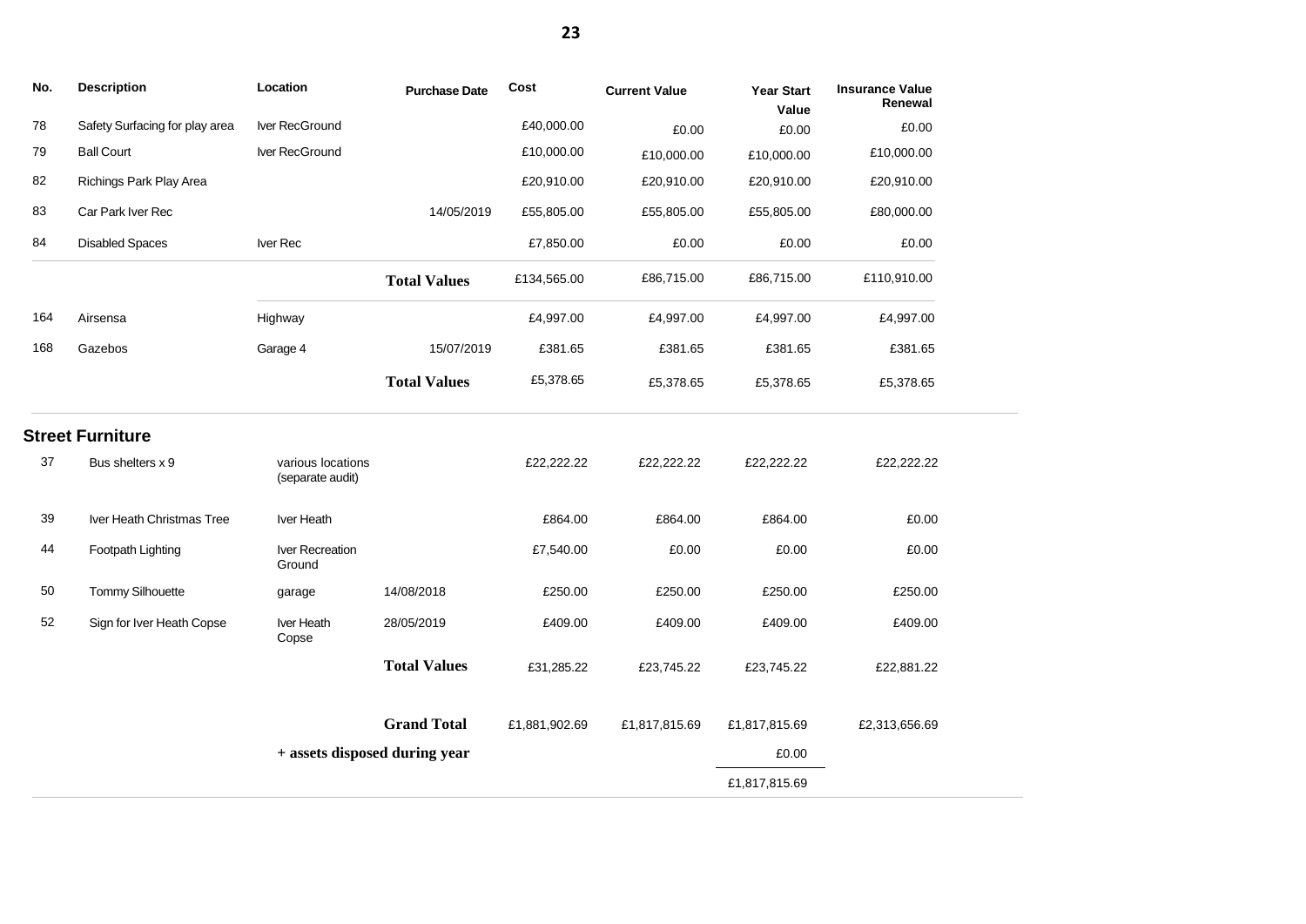| No. | Description | Location | Purchase Date | Cost | Current Value | Year Start Value | Insurance Value Renewal |
|---|---|---|---|---|---|---|---|
| 78 | Safety Surfacing for play area | Iver RecGround | | £40,000.00 | £0.00 | £0.00 | £0.00 |
| 79 | Ball Court | Iver RecGround | | £10,000.00 | £10,000.00 | £10,000.00 | £10,000.00 |
| 82 | Richings Park Play Area | | | £20,910.00 | £20,910.00 | £20,910.00 | £20,910.00 |
| 83 | Car Park Iver Rec | | 14/05/2019 | £55,805.00 | £55,805.00 | £55,805.00 | £80,000.00 |
| 84 | Disabled Spaces | Iver Rec | | £7,850.00 | £0.00 | £0.00 | £0.00 |
| | | | **Total Values** | £134,565.00 | £86,715.00 | £86,715.00 | £110,910.00 |
| 164 | Airsensa | Highway | | £4,997.00 | £4,997.00 | £4,997.00 | £4,997.00 |
| 168 | Gazebos | Garage 4 | 15/07/2019 | £381.65 | £381.65 | £381.65 | £381.65 |
| | | | **Total Values** | £5,378.65 | £5,378.65 | £5,378.65 | £5,378.65 |

## Street Furniture

| No. | Description | Location | Purchase Date | Cost | Current Value | Year Start Value | Insurance Value Renewal |
|---|---|---|---|---|---|---|---|
| 37 | Bus shelters x 9 | various locations (separate audit) | | £22,222.22 | £22,222.22 | £22,222.22 | £22,222.22 |
| 39 | Iver Heath Christmas Tree | Iver Heath | | £864.00 | £864.00 | £864.00 | £0.00 |
| 44 | Footpath Lighting | Iver Recreation Ground | | £7,540.00 | £0.00 | £0.00 | £0.00 |
| 50 | Tommy Silhouette | garage | 14/08/2018 | £250.00 | £250.00 | £250.00 | £250.00 |
| 52 | Sign for Iver Heath Copse | Iver Heath Copse | 28/05/2019 | £409.00 | £409.00 | £409.00 | £409.00 |
| | | | **Total Values** | £31,285.22 | £23,745.22 | £23,745.22 | £22,881.22 |
| | | | **Grand Total** | £1,881,902.69 | £1,817,815.69 | £1,817,815.69 | £2,313,656.69 |
| | | **+ assets disposed during year** | | | | £0.00 | |
| | | | | | | £1,817,815.69 | |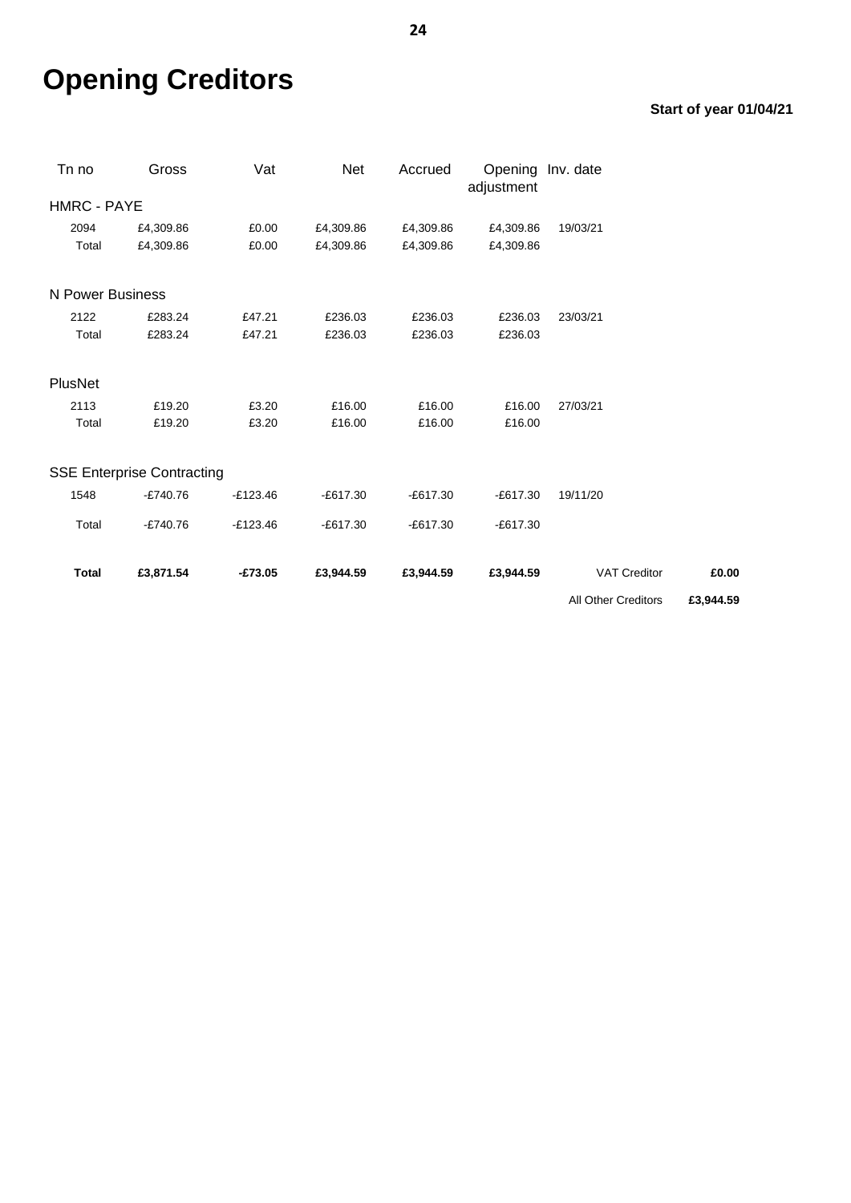# Opening Creditors

**Start of year 01/04/21**

| Tn no | Gross | Vat | Net | Accrued | Opening adjustment | Inv. date | | |
|---|---|---|---|---|---|---|---|---|
| HMRC - PAYE | | | | | | | | |
| 2094 | £4,309.86 | £0.00 | £4,309.86 | £4,309.86 | £4,309.86 | 19/03/21 | | |
| Total | £4,309.86 | £0.00 | £4,309.86 | £4,309.86 | £4,309.86 | | | |
| N Power Business | | | | | | | | |
| 2122 | £283.24 | £47.21 | £236.03 | £236.03 | £236.03 | 23/03/21 | | |
| Total | £283.24 | £47.21 | £236.03 | £236.03 | £236.03 | | | |
| PlusNet | | | | | | | | |
| 2113 | £19.20 | £3.20 | £16.00 | £16.00 | £16.00 | 27/03/21 | | |
| Total | £19.20 | £3.20 | £16.00 | £16.00 | £16.00 | | | |
| SSE Enterprise Contracting | | | | | | | | |
| 1548 | -£740.76 | -£123.46 | -£617.30 | -£617.30 | -£617.30 | 19/11/20 | | |
| Total | -£740.76 | -£123.46 | -£617.30 | -£617.30 | -£617.30 | | | |
| **Total** | **£3,871.54** | **-£73.05** | **£3,944.59** | **£3,944.59** | **£3,944.59** | | VAT Creditor | **£0.00** |
| | | | | | | | All Other Creditors | **£3,944.59** |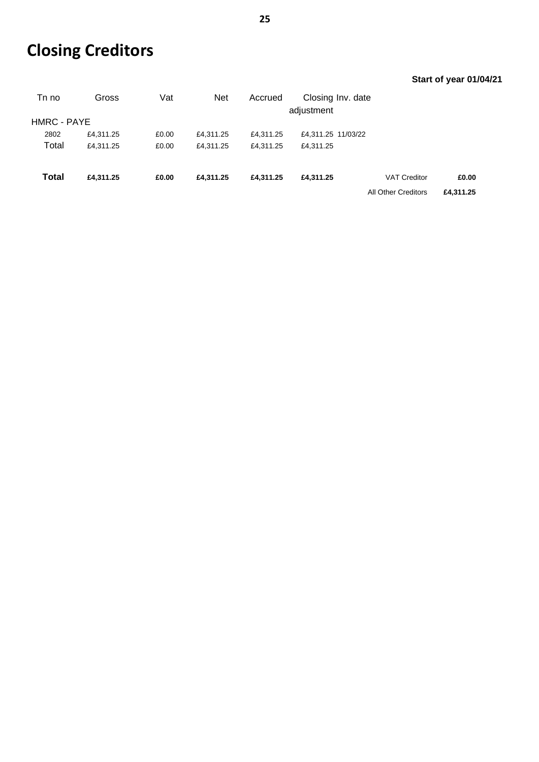# Closing Creditors

**Start of year 01/04/21**

| Tn no | Gross | Vat | Net | Accrued | Closing adjustment | Inv. date | | |
|---|---|---|---|---|---|---|---|---|
| HMRC - PAYE | | | | | | | | |
| 2802 | £4,311.25 | £0.00 | £4,311.25 | £4,311.25 | £4,311.25 | 11/03/22 | | |
| Total | £4,311.25 | £0.00 | £4,311.25 | £4,311.25 | £4,311.25 | | | |
| **Total** | **£4,311.25** | **£0.00** | **£4,311.25** | **£4,311.25** | **£4,311.25** | | VAT Creditor | **£0.00** |
| | | | | | | | All Other Creditors | **£4,311.25** |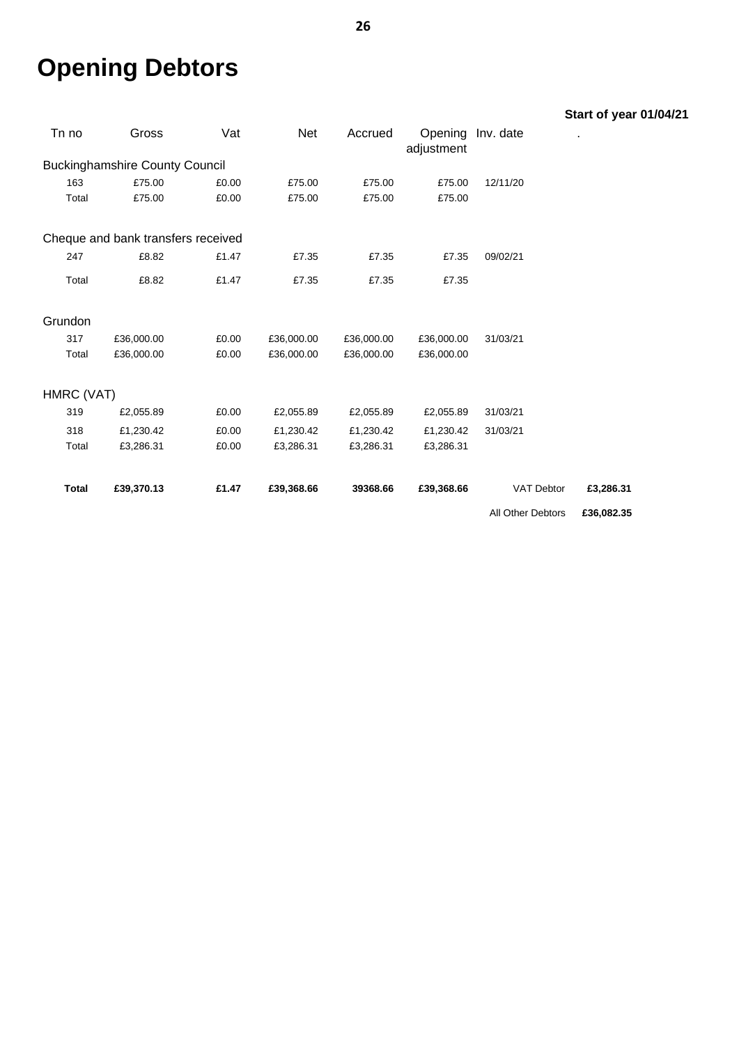# Opening Debtors

**Start of year 01/04/21**

| Tn no | Gross | Vat | Net | Accrued | Opening adjustment | Inv. date | . |
|---|---|---|---|---|---|---|---|
| Buckinghamshire County Council | | | | | | | |
| 163 | £75.00 | £0.00 | £75.00 | £75.00 | £75.00 | 12/11/20 | |
| Total | £75.00 | £0.00 | £75.00 | £75.00 | £75.00 | | |
| Cheque and bank transfers received | | | | | | | |
| 247 | £8.82 | £1.47 | £7.35 | £7.35 | £7.35 | 09/02/21 | |
| Total | £8.82 | £1.47 | £7.35 | £7.35 | £7.35 | | |
| Grundon | | | | | | | |
| 317 | £36,000.00 | £0.00 | £36,000.00 | £36,000.00 | £36,000.00 | 31/03/21 | |
| Total | £36,000.00 | £0.00 | £36,000.00 | £36,000.00 | £36,000.00 | | |
| HMRC (VAT) | | | | | | | |
| 319 | £2,055.89 | £0.00 | £2,055.89 | £2,055.89 | £2,055.89 | 31/03/21 | |
| 318 | £1,230.42 | £0.00 | £1,230.42 | £1,230.42 | £1,230.42 | 31/03/21 | |
| Total | £3,286.31 | £0.00 | £3,286.31 | £3,286.31 | £3,286.31 | | |
| **Total** | **£39,370.13** | **£1.47** | **£39,368.66** | **39368.66** | **£39,368.66** | VAT Debtor | **£3,286.31** |
| | | | | | | All Other Debtors | **£36,082.35** |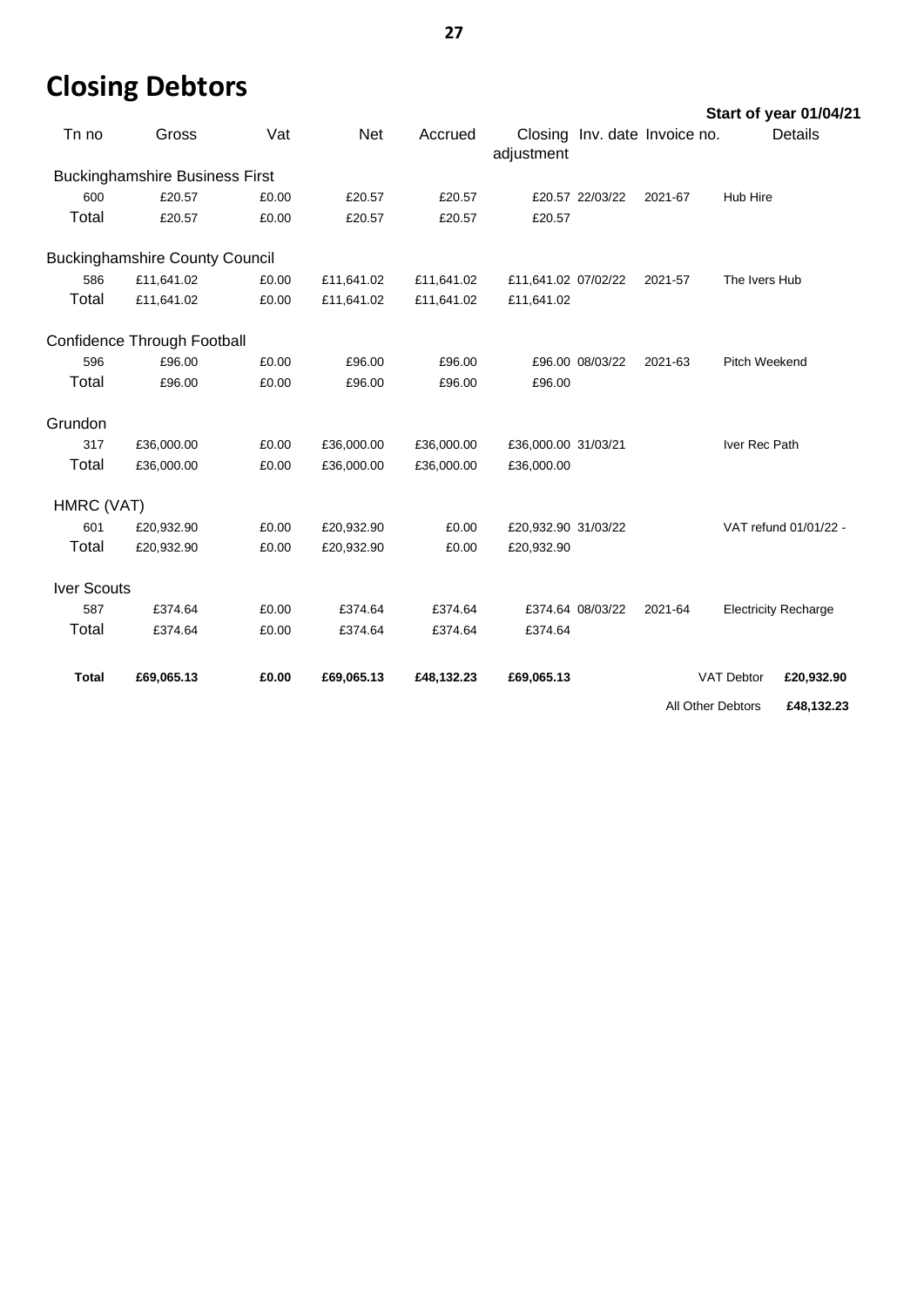# Closing Debtors

**Start of year 01/04/21**

| Tn no | Gross | Vat | Net | Accrued | Closing adjustment | Inv. date | Invoice no. | Details |
|---|---|---|---|---|---|---|---|---|
| Buckinghamshire Business First | | | | | | | | |
| 600 | £20.57 | £0.00 | £20.57 | £20.57 | £20.57 | 22/03/22 | 2021-67 | Hub Hire |
| Total | £20.57 | £0.00 | £20.57 | £20.57 | £20.57 | | | |
| Buckinghamshire County Council | | | | | | | | |
| 586 | £11,641.02 | £0.00 | £11,641.02 | £11,641.02 | £11,641.02 | 07/02/22 | 2021-57 | The Ivers Hub |
| Total | £11,641.02 | £0.00 | £11,641.02 | £11,641.02 | £11,641.02 | | | |
| Confidence Through Football | | | | | | | | |
| 596 | £96.00 | £0.00 | £96.00 | £96.00 | £96.00 | 08/03/22 | 2021-63 | Pitch Weekend |
| Total | £96.00 | £0.00 | £96.00 | £96.00 | £96.00 | | | |
| Grundon | | | | | | | | |
| 317 | £36,000.00 | £0.00 | £36,000.00 | £36,000.00 | £36,000.00 | 31/03/21 | | Iver Rec Path |
| Total | £36,000.00 | £0.00 | £36,000.00 | £36,000.00 | £36,000.00 | | | |
| HMRC (VAT) | | | | | | | | |
| 601 | £20,932.90 | £0.00 | £20,932.90 | £0.00 | £20,932.90 | 31/03/22 | | VAT refund 01/01/22 - |
| Total | £20,932.90 | £0.00 | £20,932.90 | £0.00 | £20,932.90 | | | |
| Iver Scouts | | | | | | | | |
| 587 | £374.64 | £0.00 | £374.64 | £374.64 | £374.64 | 08/03/22 | 2021-64 | Electricity Recharge |
| Total | £374.64 | £0.00 | £374.64 | £374.64 | £374.64 | | | |
| **Total** | **£69,065.13** | **£0.00** | **£69,065.13** | **£48,132.23** | **£69,065.13** | | | |

| | |
|---|---|
| VAT Debtor | **£20,932.90** |
| All Other Debtors | **£48,132.23** |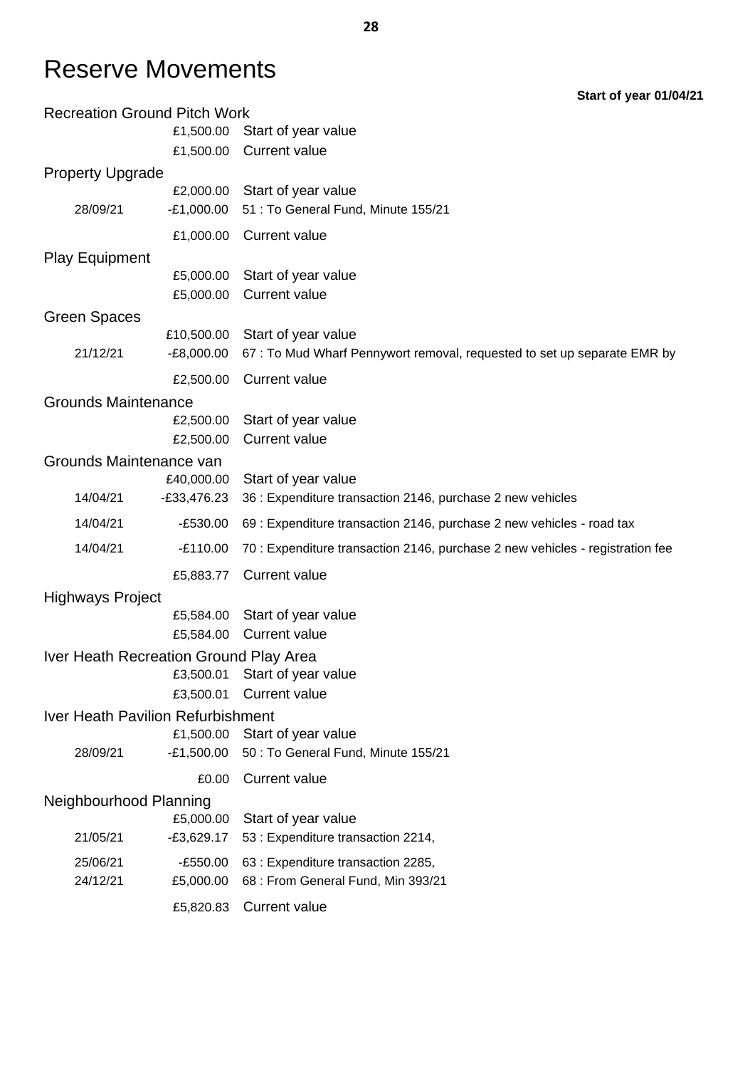# Reserve Movements

**Start of year 01/04/21**

## Recreation Ground Pitch Work

| Date | Amount | Description |
|---|---|---|
| | £1,500.00 | Start of year value |
| | £1,500.00 | Current value |

## Property Upgrade

| Date | Amount | Description |
|---|---|---|
| | £2,000.00 | Start of year value |
| 28/09/21 | -£1,000.00 | 51 : To General Fund, Minute 155/21 |
| | £1,000.00 | Current value |

## Play Equipment

| Date | Amount | Description |
|---|---|---|
| | £5,000.00 | Start of year value |
| | £5,000.00 | Current value |

## Green Spaces

| Date | Amount | Description |
|---|---|---|
| | £10,500.00 | Start of year value |
| 21/12/21 | -£8,000.00 | 67 : To Mud Wharf Pennywort removal, requested to set up separate EMR by |
| | £2,500.00 | Current value |

## Grounds Maintenance

| Date | Amount | Description |
|---|---|---|
| | £2,500.00 | Start of year value |
| | £2,500.00 | Current value |

## Grounds Maintenance van

| Date | Amount | Description |
|---|---|---|
| | £40,000.00 | Start of year value |
| 14/04/21 | -£33,476.23 | 36 : Expenditure transaction 2146, purchase 2 new vehicles |
| 14/04/21 | -£530.00 | 69 : Expenditure transaction 2146, purchase 2 new vehicles - road tax |
| 14/04/21 | -£110.00 | 70 : Expenditure transaction 2146, purchase 2 new vehicles - registration fee |
| | £5,883.77 | Current value |

## Highways Project

| Date | Amount | Description |
|---|---|---|
| | £5,584.00 | Start of year value |
| | £5,584.00 | Current value |

## Iver Heath Recreation Ground Play Area

| Date | Amount | Description |
|---|---|---|
| | £3,500.01 | Start of year value |
| | £3,500.01 | Current value |

## Iver Heath Pavilion Refurbishment

| Date | Amount | Description |
|---|---|---|
| | £1,500.00 | Start of year value |
| 28/09/21 | -£1,500.00 | 50 : To General Fund, Minute 155/21 |
| | £0.00 | Current value |

## Neighbourhood Planning

| Date | Amount | Description |
|---|---|---|
| | £5,000.00 | Start of year value |
| 21/05/21 | -£3,629.17 | 53 : Expenditure transaction 2214, |
| 25/06/21 | -£550.00 | 63 : Expenditure transaction 2285, |
| 24/12/21 | £5,000.00 | 68 : From General Fund, Min 393/21 |
| | £5,820.83 | Current value |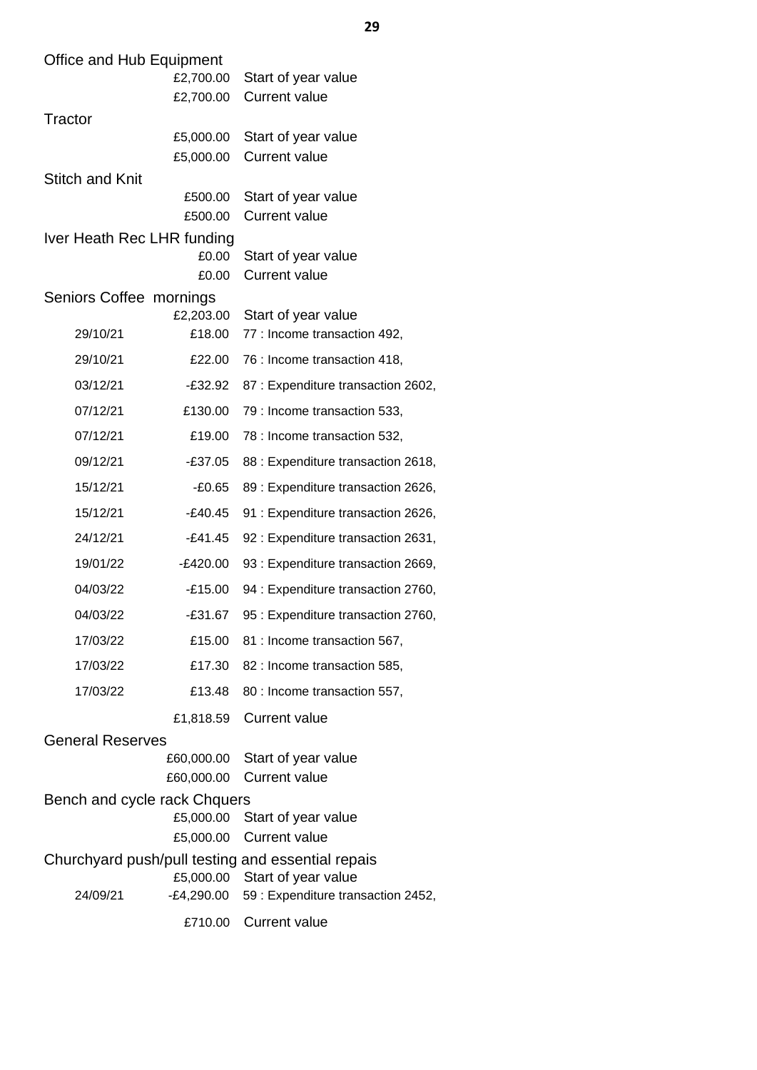Office and Hub Equipment

| | | |
|---|---|---|
| | £2,700.00 | Start of year value |
| | £2,700.00 | Current value |

Tractor

| | | |
|---|---|---|
| | £5,000.00 | Start of year value |
| | £5,000.00 | Current value |

Stitch and Knit

| | | |
|---|---|---|
| | £500.00 | Start of year value |
| | £500.00 | Current value |

Iver Heath Rec LHR funding

| | | |
|---|---|---|
| | £0.00 | Start of year value |
| | £0.00 | Current value |

Seniors Coffee mornings

| | | |
|---|---|---|
| | £2,203.00 | Start of year value |
| 29/10/21 | £18.00 | 77 : Income transaction 492, |
| 29/10/21 | £22.00 | 76 : Income transaction 418, |
| 03/12/21 | -£32.92 | 87 : Expenditure transaction 2602, |
| 07/12/21 | £130.00 | 79 : Income transaction 533, |
| 07/12/21 | £19.00 | 78 : Income transaction 532, |
| 09/12/21 | -£37.05 | 88 : Expenditure transaction 2618, |
| 15/12/21 | -£0.65 | 89 : Expenditure transaction 2626, |
| 15/12/21 | -£40.45 | 91 : Expenditure transaction 2626, |
| 24/12/21 | -£41.45 | 92 : Expenditure transaction 2631, |
| 19/01/22 | -£420.00 | 93 : Expenditure transaction 2669, |
| 04/03/22 | -£15.00 | 94 : Expenditure transaction 2760, |
| 04/03/22 | -£31.67 | 95 : Expenditure transaction 2760, |
| 17/03/22 | £15.00 | 81 : Income transaction 567, |
| 17/03/22 | £17.30 | 82 : Income transaction 585, |
| 17/03/22 | £13.48 | 80 : Income transaction 557, |
| | £1,818.59 | Current value |

General Reserves

| | | |
|---|---|---|
| | £60,000.00 | Start of year value |
| | £60,000.00 | Current value |

Bench and cycle rack Chquers

| | | |
|---|---|---|
| | £5,000.00 | Start of year value |
| | £5,000.00 | Current value |

Churchyard push/pull testing and essential repais

| | | |
|---|---|---|
| | £5,000.00 | Start of year value |
| 24/09/21 | -£4,290.00 | 59 : Expenditure transaction 2452, |
| | £710.00 | Current value |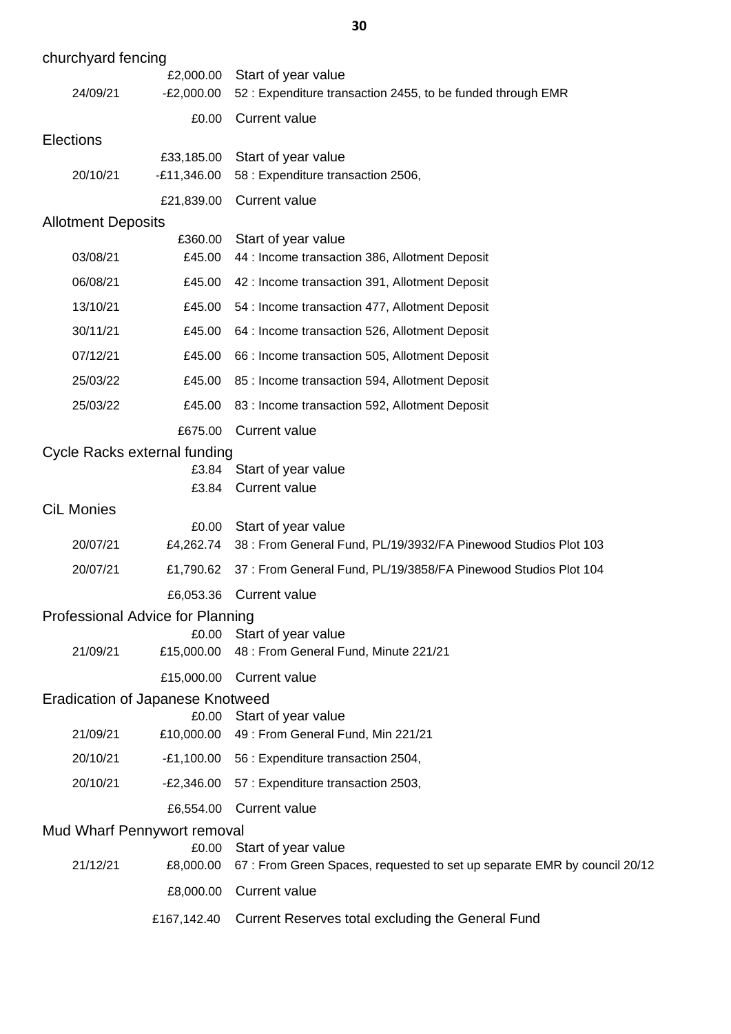churchyard fencing

| | | |
|---|---|---|
| | £2,000.00 | Start of year value |
| 24/09/21 | -£2,000.00 | 52 : Expenditure transaction 2455, to be funded through EMR |
| | £0.00 | Current value |

Elections

| | | |
|---|---|---|
| | £33,185.00 | Start of year value |
| 20/10/21 | -£11,346.00 | 58 : Expenditure transaction 2506, |
| | £21,839.00 | Current value |

Allotment Deposits

| | | |
|---|---|---|
| | £360.00 | Start of year value |
| 03/08/21 | £45.00 | 44 : Income transaction 386, Allotment Deposit |
| 06/08/21 | £45.00 | 42 : Income transaction 391, Allotment Deposit |
| 13/10/21 | £45.00 | 54 : Income transaction 477, Allotment Deposit |
| 30/11/21 | £45.00 | 64 : Income transaction 526, Allotment Deposit |
| 07/12/21 | £45.00 | 66 : Income transaction 505, Allotment Deposit |
| 25/03/22 | £45.00 | 85 : Income transaction 594, Allotment Deposit |
| 25/03/22 | £45.00 | 83 : Income transaction 592, Allotment Deposit |
| | £675.00 | Current value |

Cycle Racks external funding

| | | |
|---|---|---|
| | £3.84 | Start of year value |
| | £3.84 | Current value |

CiL Monies

| | | |
|---|---|---|
| | £0.00 | Start of year value |
| 20/07/21 | £4,262.74 | 38 : From General Fund, PL/19/3932/FA Pinewood Studios Plot 103 |
| 20/07/21 | £1,790.62 | 37 : From General Fund, PL/19/3858/FA Pinewood Studios Plot 104 |
| | £6,053.36 | Current value |

Professional Advice for Planning

| | | |
|---|---|---|
| | £0.00 | Start of year value |
| 21/09/21 | £15,000.00 | 48 : From General Fund, Minute 221/21 |
| | £15,000.00 | Current value |

Eradication of Japanese Knotweed

| | | |
|---|---|---|
| | £0.00 | Start of year value |
| 21/09/21 | £10,000.00 | 49 : From General Fund, Min 221/21 |
| 20/10/21 | -£1,100.00 | 56 : Expenditure transaction 2504, |
| 20/10/21 | -£2,346.00 | 57 : Expenditure transaction 2503, |
| | £6,554.00 | Current value |

Mud Wharf Pennywort removal

| | | |
|---|---|---|
| | £0.00 | Start of year value |
| 21/12/21 | £8,000.00 | 67 : From Green Spaces, requested to set up separate EMR by council 20/12 |
| | £8,000.00 | Current value |

| | | |
|---|---|---|
| | £167,142.40 | Current Reserves total excluding the General Fund |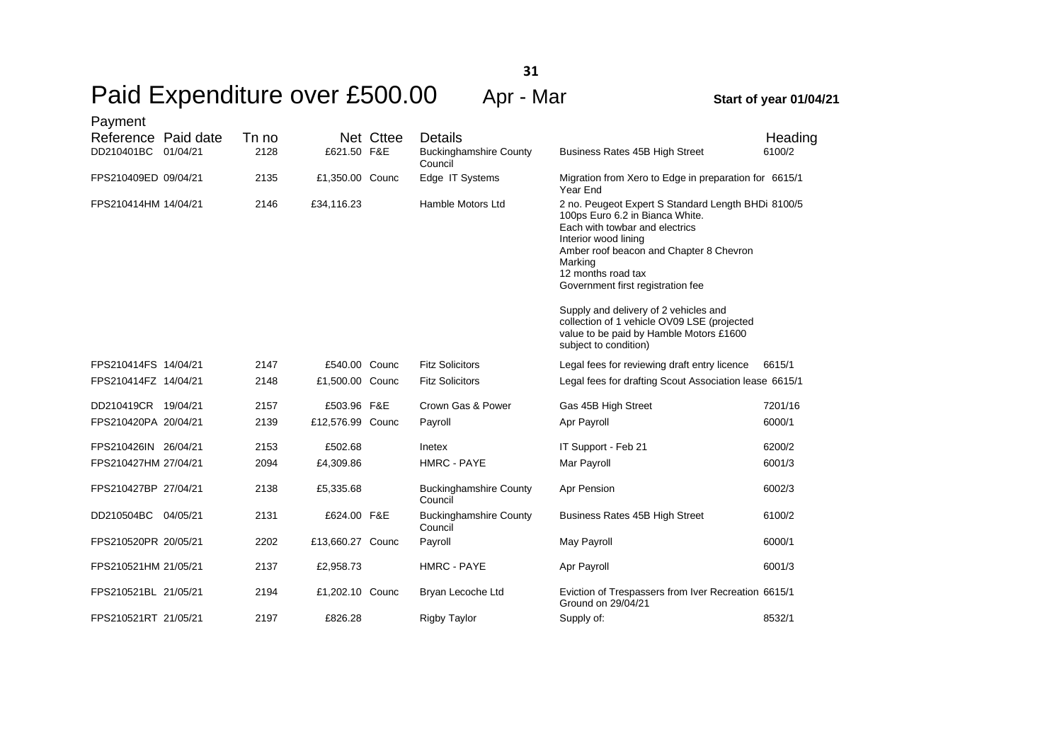# Paid Expenditure over £500.00 Apr - Mar

**Start of year 01/04/21**

| Payment Reference | Paid date | Tn no | Net | Cttee | Details | | Heading |
|---|---|---|---|---|---|---|---|
| DD210401BC | 01/04/21 | 2128 | £621.50 | F&E | Buckinghamshire County Council | Business Rates 45B High Street | 6100/2 |
| FPS210409ED | 09/04/21 | 2135 | £1,350.00 | Counc | Edge IT Systems | Migration from Xero to Edge in preparation for Year End | 6615/1 |
| FPS210414HM | 14/04/21 | 2146 | £34,116.23 | | Hamble Motors Ltd | 2 no. Peugeot Expert S Standard Length BHDi 100ps Euro 6.2 in Bianca White. Each with towbar and electrics Interior wood lining Amber roof beacon and Chapter 8 Chevron Marking 12 months road tax Government first registration fee Supply and delivery of 2 vehicles and collection of 1 vehicle OV09 LSE (projected value to be paid by Hamble Motors £1600 subject to condition) | 8100/5 |
| FPS210414FS | 14/04/21 | 2147 | £540.00 | Counc | Fitz Solicitors | Legal fees for reviewing draft entry licence | 6615/1 |
| FPS210414FZ | 14/04/21 | 2148 | £1,500.00 | Counc | Fitz Solicitors | Legal fees for drafting Scout Association lease | 6615/1 |
| DD210419CR | 19/04/21 | 2157 | £503.96 | F&E | Crown Gas & Power | Gas 45B High Street | 7201/16 |
| FPS210420PA | 20/04/21 | 2139 | £12,576.99 | Counc | Payroll | Apr Payroll | 6000/1 |
| FPS210426IN | 26/04/21 | 2153 | £502.68 | | Inetex | IT Support - Feb 21 | 6200/2 |
| FPS210427HM | 27/04/21 | 2094 | £4,309.86 | | HMRC - PAYE | Mar Payroll | 6001/3 |
| FPS210427BP | 27/04/21 | 2138 | £5,335.68 | | Buckinghamshire County Council | Apr Pension | 6002/3 |
| DD210504BC | 04/05/21 | 2131 | £624.00 | F&E | Buckinghamshire County Council | Business Rates 45B High Street | 6100/2 |
| FPS210520PR | 20/05/21 | 2202 | £13,660.27 | Counc | Payroll | May Payroll | 6000/1 |
| FPS210521HM | 21/05/21 | 2137 | £2,958.73 | | HMRC - PAYE | Apr Payroll | 6001/3 |
| FPS210521BL | 21/05/21 | 2194 | £1,202.10 | Counc | Bryan Lecoche Ltd | Eviction of Trespassers from Iver Recreation Ground on 29/04/21 | 6615/1 |
| FPS210521RT | 21/05/21 | 2197 | £826.28 | | Rigby Taylor | Supply of: | 8532/1 |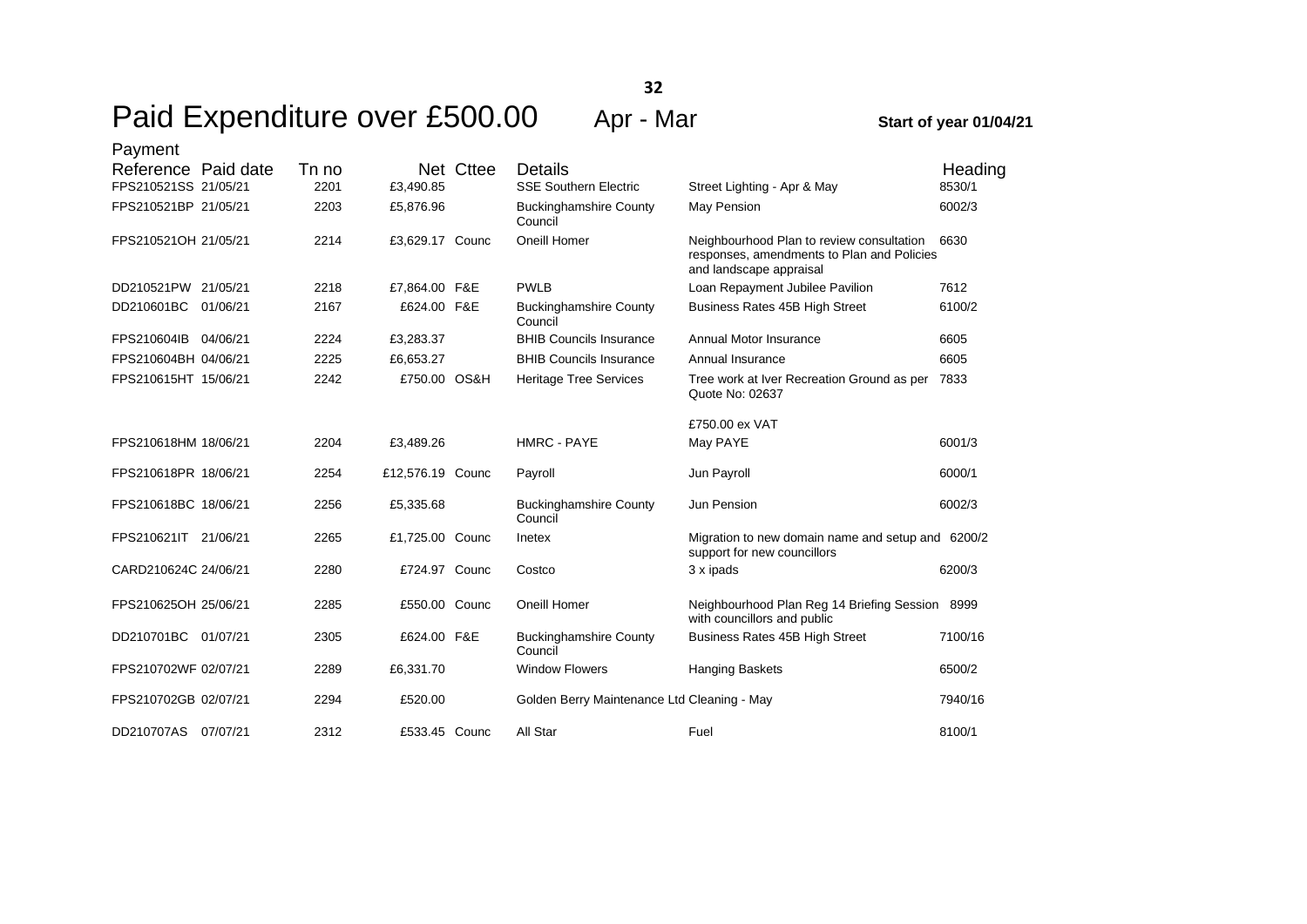# Paid Expenditure over £500.00 Apr - Mar

**Start of year 01/04/21**

| Payment Reference | Paid date | Tn no | Net | Cttee | Details | | Heading |
|---|---|---|---|---|---|---|---|
| FPS210521SS | 21/05/21 | 2201 | £3,490.85 | | SSE Southern Electric | Street Lighting - Apr & May | 8530/1 |
| FPS210521BP | 21/05/21 | 2203 | £5,876.96 | | Buckinghamshire County Council | May Pension | 6002/3 |
| FPS210521OH | 21/05/21 | 2214 | £3,629.17 | Counc | Oneill Homer | Neighbourhood Plan to review consultation responses, amendments to Plan and Policies and landscape appraisal | 6630 |
| DD210521PW | 21/05/21 | 2218 | £7,864.00 | F&E | PWLB | Loan Repayment Jubilee Pavilion | 7612 |
| DD210601BC | 01/06/21 | 2167 | £624.00 | F&E | Buckinghamshire County Council | Business Rates 45B High Street | 6100/2 |
| FPS210604IB | 04/06/21 | 2224 | £3,283.37 | | BHIB Councils Insurance | Annual Motor Insurance | 6605 |
| FPS210604BH | 04/06/21 | 2225 | £6,653.27 | | BHIB Councils Insurance | Annual Insurance | 6605 |
| FPS210615HT | 15/06/21 | 2242 | £750.00 | OS&H | Heritage Tree Services | Tree work at Iver Recreation Ground as per Quote No: 02637<br><br>£750.00 ex VAT | 7833 |
| FPS210618HM | 18/06/21 | 2204 | £3,489.26 | | HMRC - PAYE | May PAYE | 6001/3 |
| FPS210618PR | 18/06/21 | 2254 | £12,576.19 | Counc | Payroll | Jun Payroll | 6000/1 |
| FPS210618BC | 18/06/21 | 2256 | £5,335.68 | | Buckinghamshire County Council | Jun Pension | 6002/3 |
| FPS210621IT | 21/06/21 | 2265 | £1,725.00 | Counc | Inetex | Migration to new domain name and setup and support for new councillors | 6200/2 |
| CARD210624C | 24/06/21 | 2280 | £724.97 | Counc | Costco | 3 x ipads | 6200/3 |
| FPS210625OH | 25/06/21 | 2285 | £550.00 | Counc | Oneill Homer | Neighbourhood Plan Reg 14 Briefing Session with councillors and public | 8999 |
| DD210701BC | 01/07/21 | 2305 | £624.00 | F&E | Buckinghamshire County Council | Business Rates 45B High Street | 7100/16 |
| FPS210702WF | 02/07/21 | 2289 | £6,331.70 | | Window Flowers | Hanging Baskets | 6500/2 |
| FPS210702GB | 02/07/21 | 2294 | £520.00 | | Golden Berry Maintenance Ltd | Cleaning - May | 7940/16 |
| DD210707AS | 07/07/21 | 2312 | £533.45 | Counc | All Star | Fuel | 8100/1 |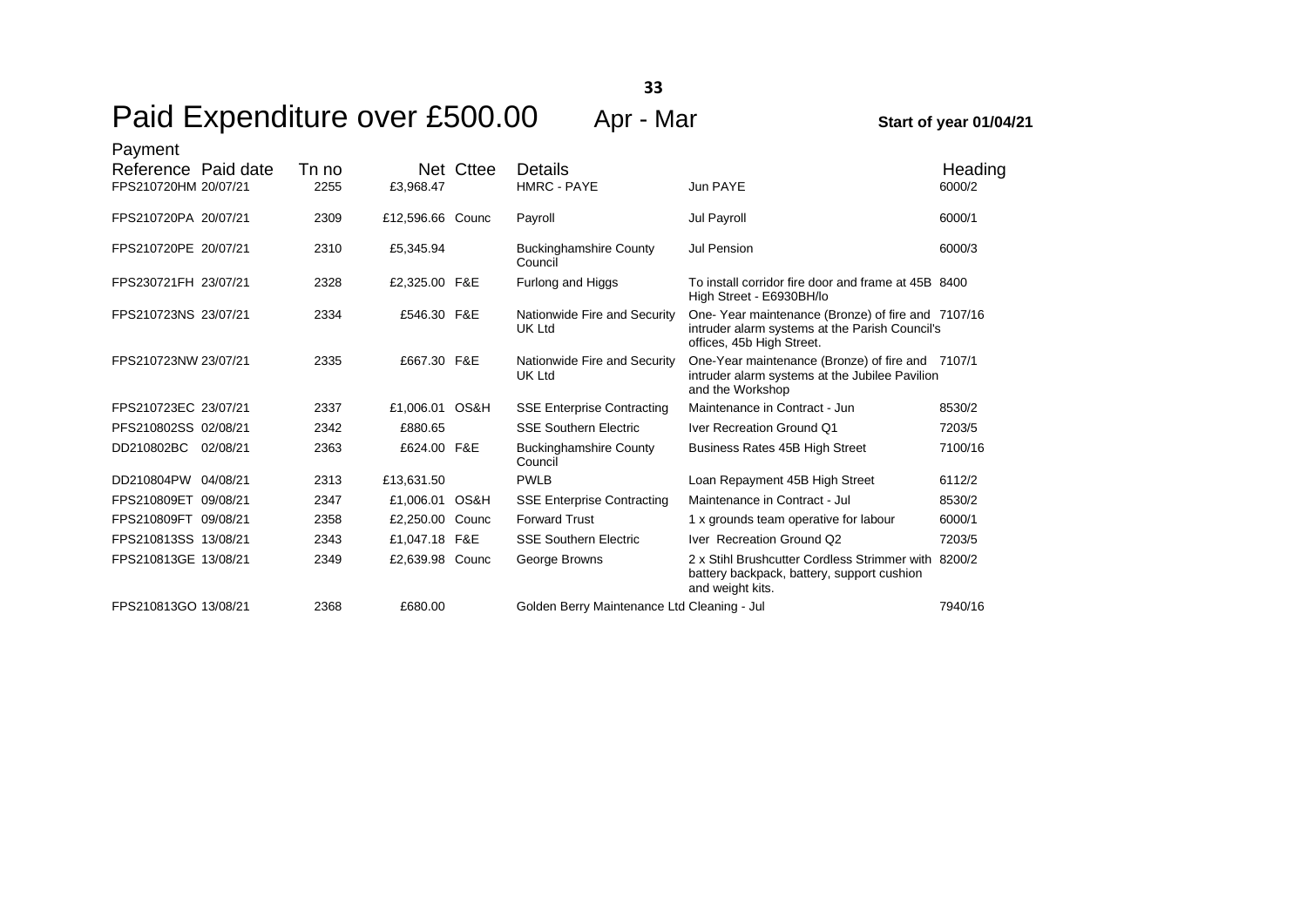# Paid Expenditure over £500.00 Apr - Mar

**Start of year 01/04/21**

| Payment Reference | Paid date | Tn no | Net | Cttee | Details | | Heading |
|---|---|---|---|---|---|---|---|
| FPS210720HM | 20/07/21 | 2255 | £3,968.47 | | HMRC - PAYE | Jun PAYE | 6000/2 |
| FPS210720PA | 20/07/21 | 2309 | £12,596.66 | Counc | Payroll | Jul Payroll | 6000/1 |
| FPS210720PE | 20/07/21 | 2310 | £5,345.94 | | Buckinghamshire County Council | Jul Pension | 6000/3 |
| FPS230721FH | 23/07/21 | 2328 | £2,325.00 | F&E | Furlong and Higgs | To install corridor fire door and frame at 45B High Street - E6930BH/lo | 8400 |
| FPS210723NS | 23/07/21 | 2334 | £546.30 | F&E | Nationwide Fire and Security UK Ltd | One- Year maintenance (Bronze) of fire and intruder alarm systems at the Parish Council's offices, 45b High Street. | 7107/16 |
| FPS210723NW | 23/07/21 | 2335 | £667.30 | F&E | Nationwide Fire and Security UK Ltd | One-Year maintenance (Bronze) of fire and intruder alarm systems at the Jubilee Pavilion and the Workshop | 7107/1 |
| FPS210723EC | 23/07/21 | 2337 | £1,006.01 | OS&H | SSE Enterprise Contracting | Maintenance in Contract - Jun | 8530/2 |
| PFS210802SS | 02/08/21 | 2342 | £880.65 | | SSE Southern Electric | Iver Recreation Ground Q1 | 7203/5 |
| DD210802BC | 02/08/21 | 2363 | £624.00 | F&E | Buckinghamshire County Council | Business Rates 45B High Street | 7100/16 |
| DD210804PW | 04/08/21 | 2313 | £13,631.50 | | PWLB | Loan Repayment 45B High Street | 6112/2 |
| FPS210809ET | 09/08/21 | 2347 | £1,006.01 | OS&H | SSE Enterprise Contracting | Maintenance in Contract - Jul | 8530/2 |
| FPS210809FT | 09/08/21 | 2358 | £2,250.00 | Counc | Forward Trust | 1 x grounds team operative for labour | 6000/1 |
| FPS210813SS | 13/08/21 | 2343 | £1,047.18 | F&E | SSE Southern Electric | Iver Recreation Ground Q2 | 7203/5 |
| FPS210813GE | 13/08/21 | 2349 | £2,639.98 | Counc | George Browns | 2 x Stihl Brushcutter Cordless Strimmer with battery backpack, battery, support cushion and weight kits. | 8200/2 |
| FPS210813GO | 13/08/21 | 2368 | £680.00 | | Golden Berry Maintenance Ltd | Cleaning - Jul | 7940/16 |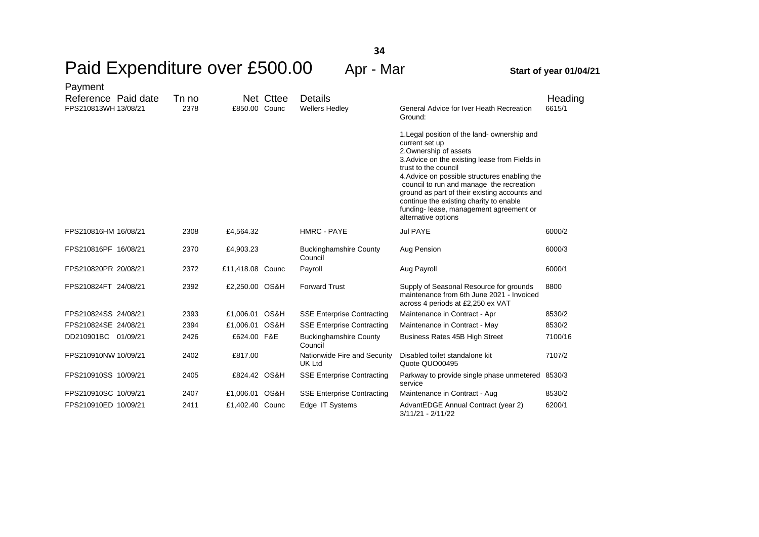# Paid Expenditure over £500.00 Apr - Mar

**Start of year 01/04/21**

| Payment Reference | Paid date | Tn no | Net | Cttee | Details | | Heading |
|---|---|---|---|---|---|---|---|
| FPS210813WH | 13/08/21 | 2378 | £850.00 | Counc | Wellers Hedley | General Advice for Iver Heath Recreation Ground:<br><br>1.Legal position of the land- ownership and current set up<br>2.Ownership of assets<br>3.Advice on the existing lease from Fields in trust to the council<br>4.Advice on possible structures enabling the council to run and manage the recreation ground as part of their existing accounts and continue the existing charity to enable funding- lease, management agreement or alternative options | 6615/1 |
| FPS210816HM | 16/08/21 | 2308 | £4,564.32 | | HMRC - PAYE | Jul PAYE | 6000/2 |
| FPS210816PF | 16/08/21 | 2370 | £4,903.23 | | Buckinghamshire County Council | Aug Pension | 6000/3 |
| FPS210820PR | 20/08/21 | 2372 | £11,418.08 | Counc | Payroll | Aug Payroll | 6000/1 |
| FPS210824FT | 24/08/21 | 2392 | £2,250.00 | OS&H | Forward Trust | Supply of Seasonal Resource for grounds maintenance from 6th June 2021 - Invoiced across 4 periods at £2,250 ex VAT | 8800 |
| FPS210824SS | 24/08/21 | 2393 | £1,006.01 | OS&H | SSE Enterprise Contracting | Maintenance in Contract - Apr | 8530/2 |
| FPS210824SE | 24/08/21 | 2394 | £1,006.01 | OS&H | SSE Enterprise Contracting | Maintenance in Contract - May | 8530/2 |
| DD210901BC | 01/09/21 | 2426 | £624.00 | F&E | Buckinghamshire County Council | Business Rates 45B High Street | 7100/16 |
| FPS210910NW | 10/09/21 | 2402 | £817.00 | | Nationwide Fire and Security UK Ltd | Disabled toilet standalone kit Quote QUO00495 | 7107/2 |
| FPS210910SS | 10/09/21 | 2405 | £824.42 | OS&H | SSE Enterprise Contracting | Parkway to provide single phase unmetered service | 8530/3 |
| FPS210910SC | 10/09/21 | 2407 | £1,006.01 | OS&H | SSE Enterprise Contracting | Maintenance in Contract - Aug | 8530/2 |
| FPS210910ED | 10/09/21 | 2411 | £1,402.40 | Counc | Edge IT Systems | AdvantEDGE Annual Contract (year 2) 3/11/21 - 2/11/22 | 6200/1 |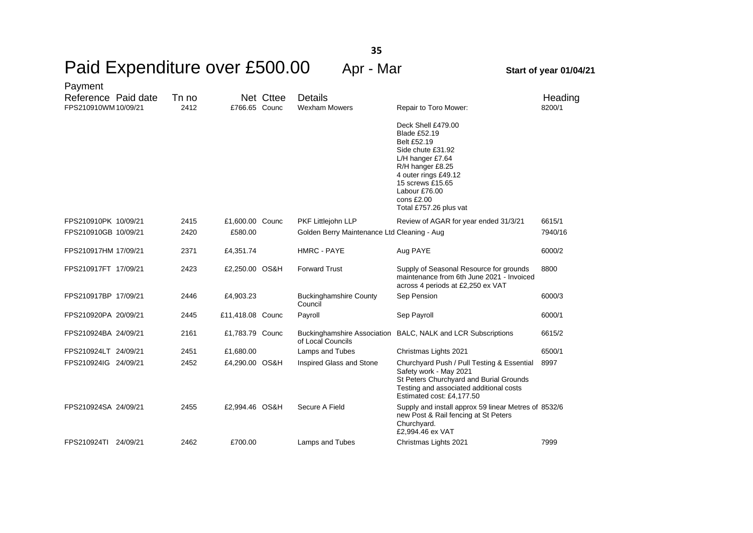# Paid Expenditure over £500.00 Apr - Mar

**Start of year 01/04/21**

| Payment Reference | Paid date | Tn no | Net | Cttee | Details | | Heading |
|---|---|---|---|---|---|---|---|
| FPS210910WM | 10/09/21 | 2412 | £766.65 | Counc | Wexham Mowers | Repair to Toro Mower:<br><br>Deck Shell £479.00<br>Blade £52.19<br>Belt £52.19<br>Side chute £31.92<br>L/H hanger £7.64<br>R/H hanger £8.25<br>4 outer rings £49.12<br>15 screws £15.65<br>Labour £76.00<br>cons £2.00<br>Total £757.26 plus vat | 8200/1 |
| FPS210910PK | 10/09/21 | 2415 | £1,600.00 | Counc | PKF Littlejohn LLP | Review of AGAR for year ended 31/3/21 | 6615/1 |
| FPS210910GB | 10/09/21 | 2420 | £580.00 | | Golden Berry Maintenance Ltd | Cleaning - Aug | 7940/16 |
| FPS210917HM | 17/09/21 | 2371 | £4,351.74 | | HMRC - PAYE | Aug PAYE | 6000/2 |
| FPS210917FT | 17/09/21 | 2423 | £2,250.00 | OS&H | Forward Trust | Supply of Seasonal Resource for grounds maintenance from 6th June 2021 - Invoiced across 4 periods at £2,250 ex VAT | 8800 |
| FPS210917BP | 17/09/21 | 2446 | £4,903.23 | | Buckinghamshire County Council | Sep Pension | 6000/3 |
| FPS210920PA | 20/09/21 | 2445 | £11,418.08 | Counc | Payroll | Sep Payroll | 6000/1 |
| FPS210924BA | 24/09/21 | 2161 | £1,783.79 | Counc | Buckinghamshire Association of Local Councils | BALC, NALK and LCR Subscriptions | 6615/2 |
| FPS210924LT | 24/09/21 | 2451 | £1,680.00 | | Lamps and Tubes | Christmas Lights 2021 | 6500/1 |
| FPS210924IG | 24/09/21 | 2452 | £4,290.00 | OS&H | Inspired Glass and Stone | Churchyard Push / Pull Testing & Essential Safety work - May 2021<br>St Peters Churchyard and Burial Grounds Testing and associated additional costs<br>Estimated cost: £4,177.50 | 8997 |
| FPS210924SA | 24/09/21 | 2455 | £2,994.46 | OS&H | Secure A Field | Supply and install approx 59 linear Metres of new Post & Rail fencing at St Peters Churchyard.<br>£2,994.46 ex VAT | 8532/6 |
| FPS210924TI | 24/09/21 | 2462 | £700.00 | | Lamps and Tubes | Christmas Lights 2021 | 7999 |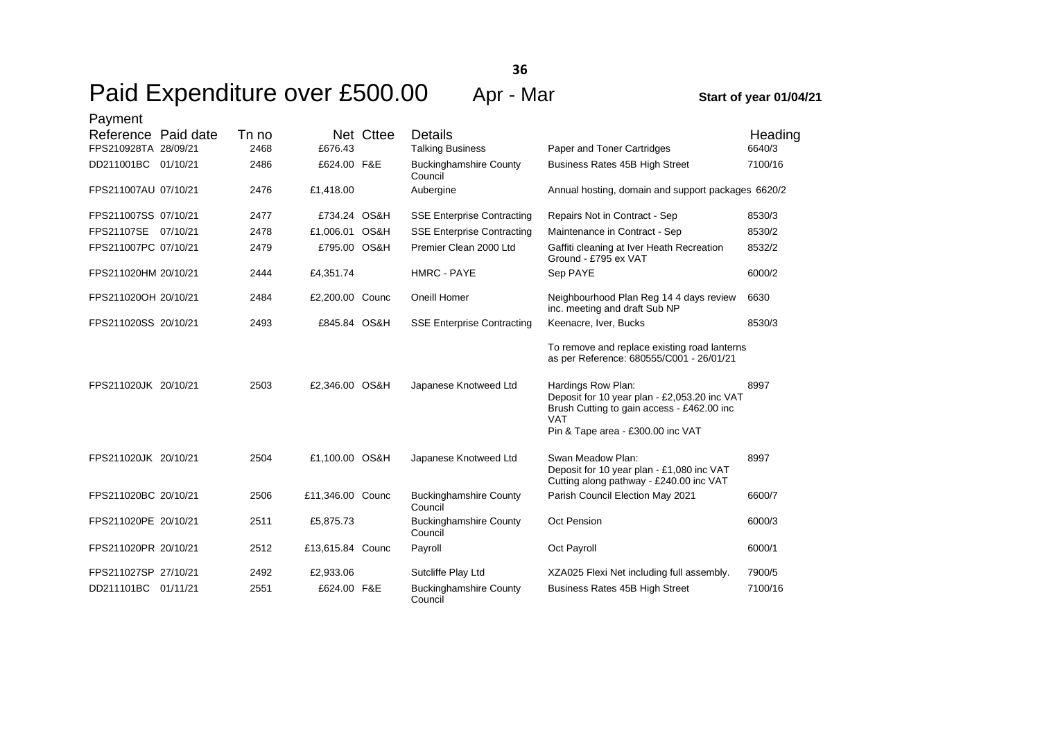# Paid Expenditure over £500.00 Apr - Mar

**Start of year 01/04/21**

| Payment Reference | Paid date | Tn no | Net | Cttee | Details | | Heading |
|---|---|---|---|---|---|---|---|
| FPS210928TA | 28/09/21 | 2468 | £676.43 | | Talking Business | Paper and Toner Cartridges | 6640/3 |
| DD211001BC | 01/10/21 | 2486 | £624.00 | F&E | Buckinghamshire County Council | Business Rates 45B High Street | 7100/16 |
| FPS211007AU | 07/10/21 | 2476 | £1,418.00 | | Aubergine | Annual hosting, domain and support packages | 6620/2 |
| FPS211007SS | 07/10/21 | 2477 | £734.24 | OS&H | SSE Enterprise Contracting | Repairs Not in Contract - Sep | 8530/3 |
| FPS21107SE | 07/10/21 | 2478 | £1,006.01 | OS&H | SSE Enterprise Contracting | Maintenance in Contract - Sep | 8530/2 |
| FPS211007PC | 07/10/21 | 2479 | £795.00 | OS&H | Premier Clean 2000 Ltd | Gaffiti cleaning at Iver Heath Recreation Ground - £795 ex VAT | 8532/2 |
| FPS211020HM | 20/10/21 | 2444 | £4,351.74 | | HMRC - PAYE | Sep PAYE | 6000/2 |
| FPS211020OH | 20/10/21 | 2484 | £2,200.00 | Counc | Oneill Homer | Neighbourhood Plan Reg 14 4 days review inc. meeting and draft Sub NP | 6630 |
| FPS211020SS | 20/10/21 | 2493 | £845.84 | OS&H | SSE Enterprise Contracting | Keenacre, Iver, Bucks<br>To remove and replace existing road lanterns as per Reference: 680555/C001 - 26/01/21 | 8530/3 |
| FPS211020JK | 20/10/21 | 2503 | £2,346.00 | OS&H | Japanese Knotweed Ltd | Hardings Row Plan:<br>Deposit for 10 year plan - £2,053.20 inc VAT<br>Brush Cutting to gain access - £462.00 inc VAT<br>Pin & Tape area - £300.00 inc VAT | 8997 |
| FPS211020JK | 20/10/21 | 2504 | £1,100.00 | OS&H | Japanese Knotweed Ltd | Swan Meadow Plan:<br>Deposit for 10 year plan - £1,080 inc VAT<br>Cutting along pathway - £240.00 inc VAT | 8997 |
| FPS211020BC | 20/10/21 | 2506 | £11,346.00 | Counc | Buckinghamshire County Council | Parish Council Election May 2021 | 6600/7 |
| FPS211020PE | 20/10/21 | 2511 | £5,875.73 | | Buckinghamshire County Council | Oct Pension | 6000/3 |
| FPS211020PR | 20/10/21 | 2512 | £13,615.84 | Counc | Payroll | Oct Payroll | 6000/1 |
| FPS211027SP | 27/10/21 | 2492 | £2,933.06 | | Sutcliffe Play Ltd | XZA025 Flexi Net including full assembly. | 7900/5 |
| DD211101BC | 01/11/21 | 2551 | £624.00 | F&E | Buckinghamshire County Council | Business Rates 45B High Street | 7100/16 |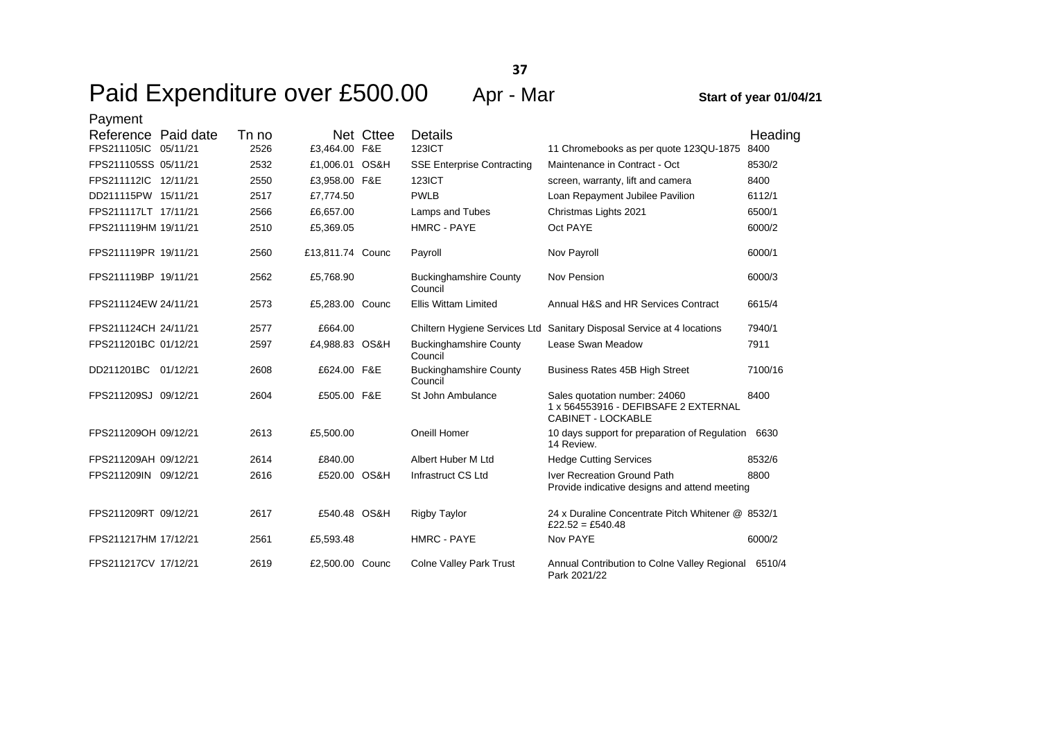# Paid Expenditure over £500.00

Apr - Mar

**Start of year 01/04/21**

| Payment Reference | Paid date | Tn no | Net | Cttee | Details | | Heading |
|---|---|---|---|---|---|---|---|
| FPS211105IC | 05/11/21 | 2526 | £3,464.00 | F&E | 123ICT | 11 Chromebooks as per quote 123QU-1875 | 8400 |
| FPS211105SS | 05/11/21 | 2532 | £1,006.01 | OS&H | SSE Enterprise Contracting | Maintenance in Contract - Oct | 8530/2 |
| FPS211112IC | 12/11/21 | 2550 | £3,958.00 | F&E | 123ICT | screen, warranty, lift and camera | 8400 |
| DD211115PW | 15/11/21 | 2517 | £7,774.50 | | PWLB | Loan Repayment Jubilee Pavilion | 6112/1 |
| FPS211117LT | 17/11/21 | 2566 | £6,657.00 | | Lamps and Tubes | Christmas Lights 2021 | 6500/1 |
| FPS211119HM | 19/11/21 | 2510 | £5,369.05 | | HMRC - PAYE | Oct PAYE | 6000/2 |
| FPS211119PR | 19/11/21 | 2560 | £13,811.74 | Counc | Payroll | Nov Payroll | 6000/1 |
| FPS211119BP | 19/11/21 | 2562 | £5,768.90 | | Buckinghamshire County Council | Nov Pension | 6000/3 |
| FPS211124EW | 24/11/21 | 2573 | £5,283.00 | Counc | Ellis Wittam Limited | Annual H&S and HR Services Contract | 6615/4 |
| FPS211124CH | 24/11/21 | 2577 | £664.00 | | Chiltern Hygiene Services Ltd | Sanitary Disposal Service at 4 locations | 7940/1 |
| FPS211201BC | 01/12/21 | 2597 | £4,988.83 | OS&H | Buckinghamshire County Council | Lease Swan Meadow | 7911 |
| DD211201BC | 01/12/21 | 2608 | £624.00 | F&E | Buckinghamshire County Council | Business Rates 45B High Street | 7100/16 |
| FPS211209SJ | 09/12/21 | 2604 | £505.00 | F&E | St John Ambulance | Sales quotation number: 24060 1 x 564553916 - DEFIBSAFE 2 EXTERNAL CABINET - LOCKABLE | 8400 |
| FPS211209OH | 09/12/21 | 2613 | £5,500.00 | | Oneill Homer | 10 days support for preparation of Regulation 14 Review. | 6630 |
| FPS211209AH | 09/12/21 | 2614 | £840.00 | | Albert Huber M Ltd | Hedge Cutting Services | 8532/6 |
| FPS211209IN | 09/12/21 | 2616 | £520.00 | OS&H | Infrastruct CS Ltd | Iver Recreation Ground Path Provide indicative designs and attend meeting | 8800 |
| FPS211209RT | 09/12/21 | 2617 | £540.48 | OS&H | Rigby Taylor | 24 x Duraline Concentrate Pitch Whitener @ £22.52 = £540.48 | 8532/1 |
| FPS211217HM | 17/12/21 | 2561 | £5,593.48 | | HMRC - PAYE | Nov PAYE | 6000/2 |
| FPS211217CV | 17/12/21 | 2619 | £2,500.00 | Counc | Colne Valley Park Trust | Annual Contribution to Colne Valley Regional Park 2021/22 | 6510/4 |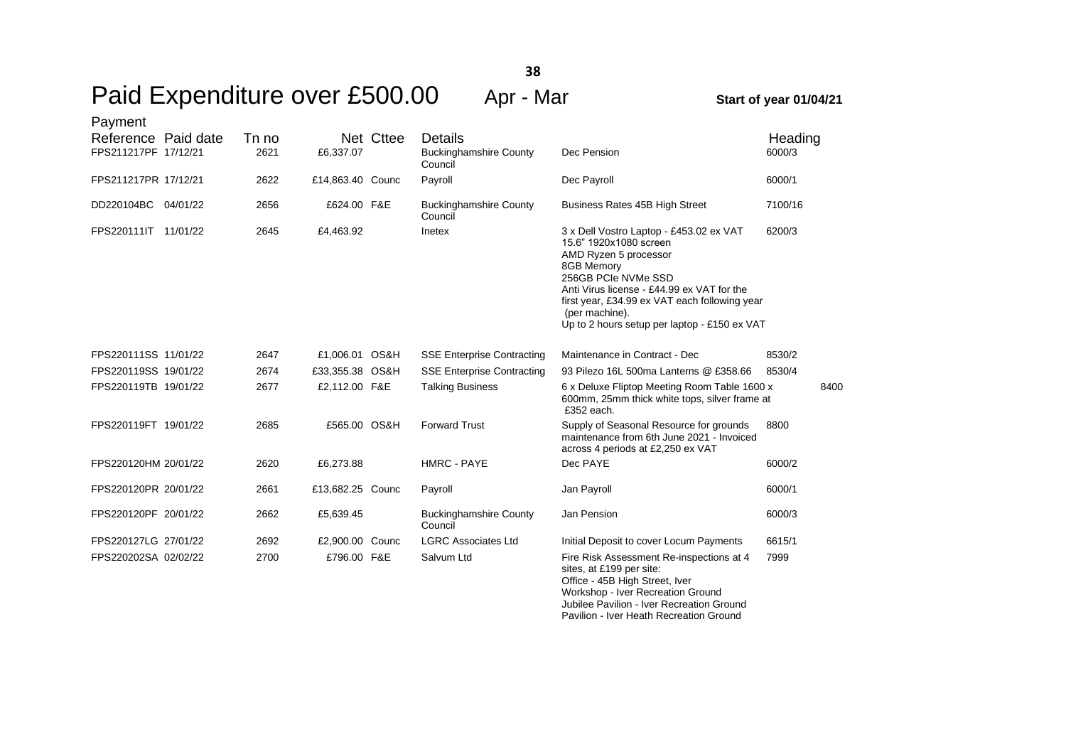# Paid Expenditure over £500.00 Apr - Mar

**Start of year 01/04/21**

| Payment Reference | Paid date | Tn no | Net | Cttee | Details | | Heading |
|---|---|---|---|---|---|---|---|
| FPS211217PF | 17/12/21 | 2621 | £6,337.07 | | Buckinghamshire County Council | Dec Pension | 6000/3 |
| FPS211217PR | 17/12/21 | 2622 | £14,863.40 | Counc | Payroll | Dec Payroll | 6000/1 |
| DD220104BC | 04/01/22 | 2656 | £624.00 | F&E | Buckinghamshire County Council | Business Rates 45B High Street | 7100/16 |
| FPS220111IT | 11/01/22 | 2645 | £4,463.92 | | Inetex | 3 x Dell Vostro Laptop - £453.02 ex VAT<br>15.6" 1920x1080 screen<br>AMD Ryzen 5 processor<br>8GB Memory<br>256GB PCIe NVMe SSD<br>Anti Virus license - £44.99 ex VAT for the first year, £34.99 ex VAT each following year (per machine).<br>Up to 2 hours setup per laptop - £150 ex VAT | 6200/3 |
| FPS220111SS | 11/01/22 | 2647 | £1,006.01 | OS&H | SSE Enterprise Contracting | Maintenance in Contract - Dec | 8530/2 |
| FPS220119SS | 19/01/22 | 2674 | £33,355.38 | OS&H | SSE Enterprise Contracting | 93 Pilezo 16L 500ma Lanterns @ £358.66 | 8530/4 |
| FPS220119TB | 19/01/22 | 2677 | £2,112.00 | F&E | Talking Business | 6 x Deluxe Fliptop Meeting Room Table 1600 x 600mm, 25mm thick white tops, silver frame at £352 each. | 8400 |
| FPS220119FT | 19/01/22 | 2685 | £565.00 | OS&H | Forward Trust | Supply of Seasonal Resource for grounds maintenance from 6th June 2021 - Invoiced across 4 periods at £2,250 ex VAT | 8800 |
| FPS220120HM | 20/01/22 | 2620 | £6,273.88 | | HMRC - PAYE | Dec PAYE | 6000/2 |
| FPS220120PR | 20/01/22 | 2661 | £13,682.25 | Counc | Payroll | Jan Payroll | 6000/1 |
| FPS220120PF | 20/01/22 | 2662 | £5,639.45 | | Buckinghamshire County Council | Jan Pension | 6000/3 |
| FPS220127LG | 27/01/22 | 2692 | £2,900.00 | Counc | LGRC Associates Ltd | Initial Deposit to cover Locum Payments | 6615/1 |
| FPS220202SA | 02/02/22 | 2700 | £796.00 | F&E | Salvum Ltd | Fire Risk Assessment Re-inspections at 4 sites, at £199 per site:<br>Office - 45B High Street, Iver<br>Workshop - Iver Recreation Ground<br>Jubilee Pavilion - Iver Recreation Ground<br>Pavilion - Iver Heath Recreation Ground | 7999 |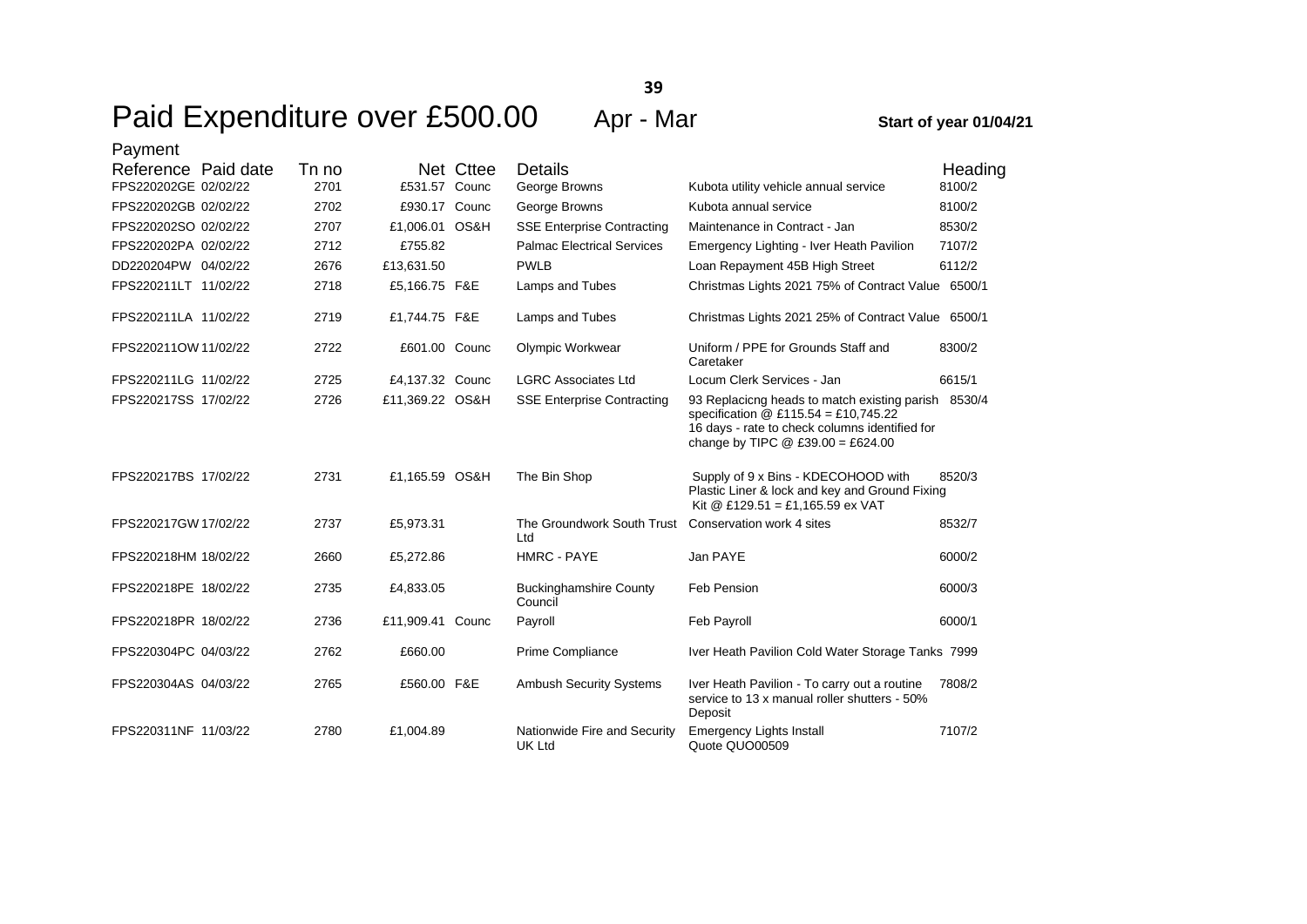# Paid Expenditure over £500.00 Apr - Mar

**Start of year 01/04/21**

| Payment Reference | Paid date | Tn no | Net | Cttee | Details | | Heading |
|---|---|---|---|---|---|---|---|
| FPS220202GE | 02/02/22 | 2701 | £531.57 | Counc | George Browns | Kubota utility vehicle annual service | 8100/2 |
| FPS220202GB | 02/02/22 | 2702 | £930.17 | Counc | George Browns | Kubota annual service | 8100/2 |
| FPS220202SO | 02/02/22 | 2707 | £1,006.01 | OS&H | SSE Enterprise Contracting | Maintenance in Contract - Jan | 8530/2 |
| FPS220202PA | 02/02/22 | 2712 | £755.82 | | Palmac Electrical Services | Emergency Lighting - Iver Heath Pavilion | 7107/2 |
| DD220204PW | 04/02/22 | 2676 | £13,631.50 | | PWLB | Loan Repayment 45B High Street | 6112/2 |
| FPS220211LT | 11/02/22 | 2718 | £5,166.75 | F&E | Lamps and Tubes | Christmas Lights 2021 75% of Contract Value | 6500/1 |
| FPS220211LA | 11/02/22 | 2719 | £1,744.75 | F&E | Lamps and Tubes | Christmas Lights 2021 25% of Contract Value | 6500/1 |
| FPS220211OW | 11/02/22 | 2722 | £601.00 | Counc | Olympic Workwear | Uniform / PPE for Grounds Staff and Caretaker | 8300/2 |
| FPS220211LG | 11/02/22 | 2725 | £4,137.32 | Counc | LGRC Associates Ltd | Locum Clerk Services - Jan | 6615/1 |
| FPS220217SS | 17/02/22 | 2726 | £11,369.22 | OS&H | SSE Enterprise Contracting | 93 Replacicng heads to match existing parish specification @ £115.54 = £10,745.22 16 days - rate to check columns identified for change by TIPC @ £39.00 = £624.00 | 8530/4 |
| FPS220217BS | 17/02/22 | 2731 | £1,165.59 | OS&H | The Bin Shop | Supply of 9 x Bins - KDECOHOOD with Plastic Liner & lock and key and Ground Fixing Kit @ £129.51 = £1,165.59 ex VAT | 8520/3 |
| FPS220217GW | 17/02/22 | 2737 | £5,973.31 | | The Groundwork South Trust Ltd | Conservation work 4 sites | 8532/7 |
| FPS220218HM | 18/02/22 | 2660 | £5,272.86 | | HMRC - PAYE | Jan PAYE | 6000/2 |
| FPS220218PE | 18/02/22 | 2735 | £4,833.05 | | Buckinghamshire County Council | Feb Pension | 6000/3 |
| FPS220218PR | 18/02/22 | 2736 | £11,909.41 | Counc | Payroll | Feb Payroll | 6000/1 |
| FPS220304PC | 04/03/22 | 2762 | £660.00 | | Prime Compliance | Iver Heath Pavilion Cold Water Storage Tanks | 7999 |
| FPS220304AS | 04/03/22 | 2765 | £560.00 | F&E | Ambush Security Systems | Iver Heath Pavilion - To carry out a routine service to 13 x manual roller shutters - 50% Deposit | 7808/2 |
| FPS220311NF | 11/03/22 | 2780 | £1,004.89 | | Nationwide Fire and Security UK Ltd | Emergency Lights Install Quote QUO00509 | 7107/2 |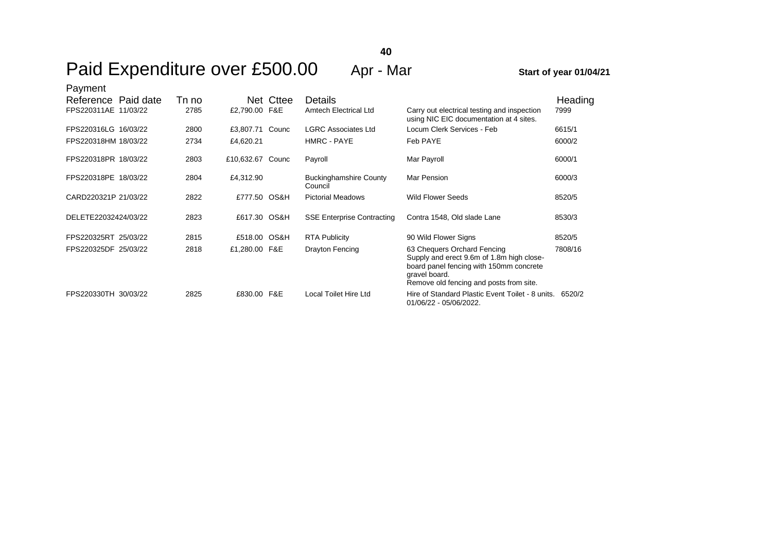# Paid Expenditure over £500.00 Apr - Mar

**Start of year 01/04/21**

| Payment Reference | Paid date | Tn no | Net | Cttee | Details | | Heading |
|---|---|---|---|---|---|---|---|
| FPS220311AE | 11/03/22 | 2785 | £2,790.00 | F&E | Amtech Electrical Ltd | Carry out electrical testing and inspection using NIC EIC documentation at 4 sites. | 7999 |
| FPS220316LG | 16/03/22 | 2800 | £3,807.71 | Counc | LGRC Associates Ltd | Locum Clerk Services - Feb | 6615/1 |
| FPS220318HM | 18/03/22 | 2734 | £4,620.21 | | HMRC - PAYE | Feb PAYE | 6000/2 |
| FPS220318PR | 18/03/22 | 2803 | £10,632.67 | Counc | Payroll | Mar Payroll | 6000/1 |
| FPS220318PE | 18/03/22 | 2804 | £4,312.90 | | Buckinghamshire County Council | Mar Pension | 6000/3 |
| CARD220321P | 21/03/22 | 2822 | £777.50 | OS&H | Pictorial Meadows | Wild Flower Seeds | 8520/5 |
| DELETE220324 | 24/03/22 | 2823 | £617.30 | OS&H | SSE Enterprise Contracting | Contra 1548, Old slade Lane | 8530/3 |
| FPS220325RT | 25/03/22 | 2815 | £518.00 | OS&H | RTA Publicity | 90 Wild Flower Signs | 8520/5 |
| FPS220325DF | 25/03/22 | 2818 | £1,280.00 | F&E | Drayton Fencing | 63 Chequers Orchard Fencing Supply and erect 9.6m of 1.8m high close-board panel fencing with 150mm concrete gravel board. Remove old fencing and posts from site. | 7808/16 |
| FPS220330TH | 30/03/22 | 2825 | £830.00 | F&E | Local Toilet Hire Ltd | Hire of Standard Plastic Event Toilet - 8 units. 01/06/22 - 05/06/2022. | 6520/2 |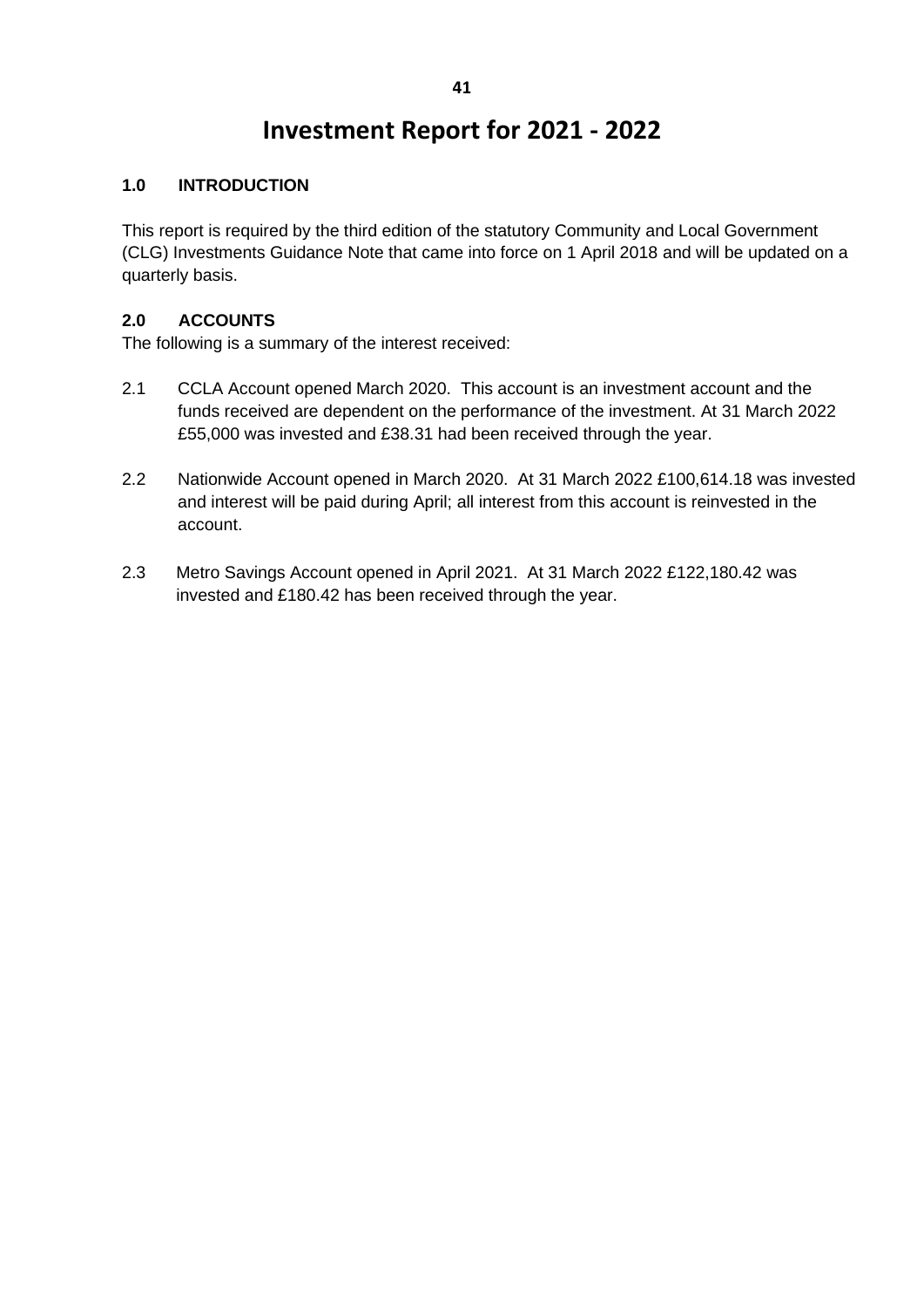# Investment Report for 2021 - 2022

## 1.0 INTRODUCTION

This report is required by the third edition of the statutory Community and Local Government (CLG) Investments Guidance Note that came into force on 1 April 2018 and will be updated on a quarterly basis.

## 2.0 ACCOUNTS

The following is a summary of the interest received:

2.1 CCLA Account opened March 2020. This account is an investment account and the funds received are dependent on the performance of the investment. At 31 March 2022 £55,000 was invested and £38.31 had been received through the year.

2.2 Nationwide Account opened in March 2020. At 31 March 2022 £100,614.18 was invested and interest will be paid during April; all interest from this account is reinvested in the account.

2.3 Metro Savings Account opened in April 2021. At 31 March 2022 £122,180.42 was invested and £180.42 has been received through the year.